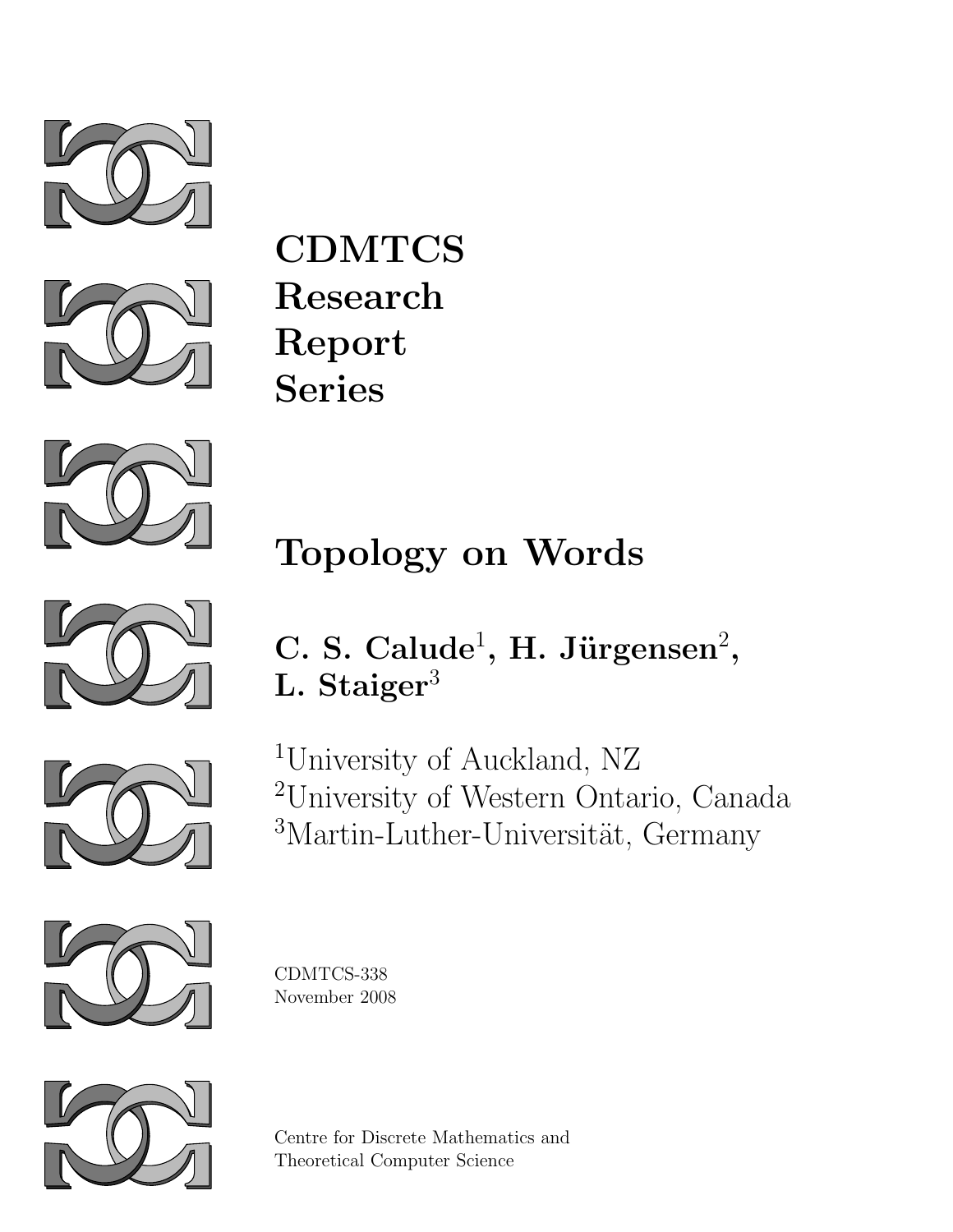**CDMTCS**
**Research**
**Report**
**Series**

# Topology on Words

**C. S. Calude[1], H. Jürgensen[2],**
**L. Staiger[3]**

[1]University of Auckland, NZ
[2]University of Western Ontario, Canada
[3]Martin-Luther-Universität, Germany

CDMTCS-338
November 2008

Centre for Discrete Mathematics and
Theoretical Computer Science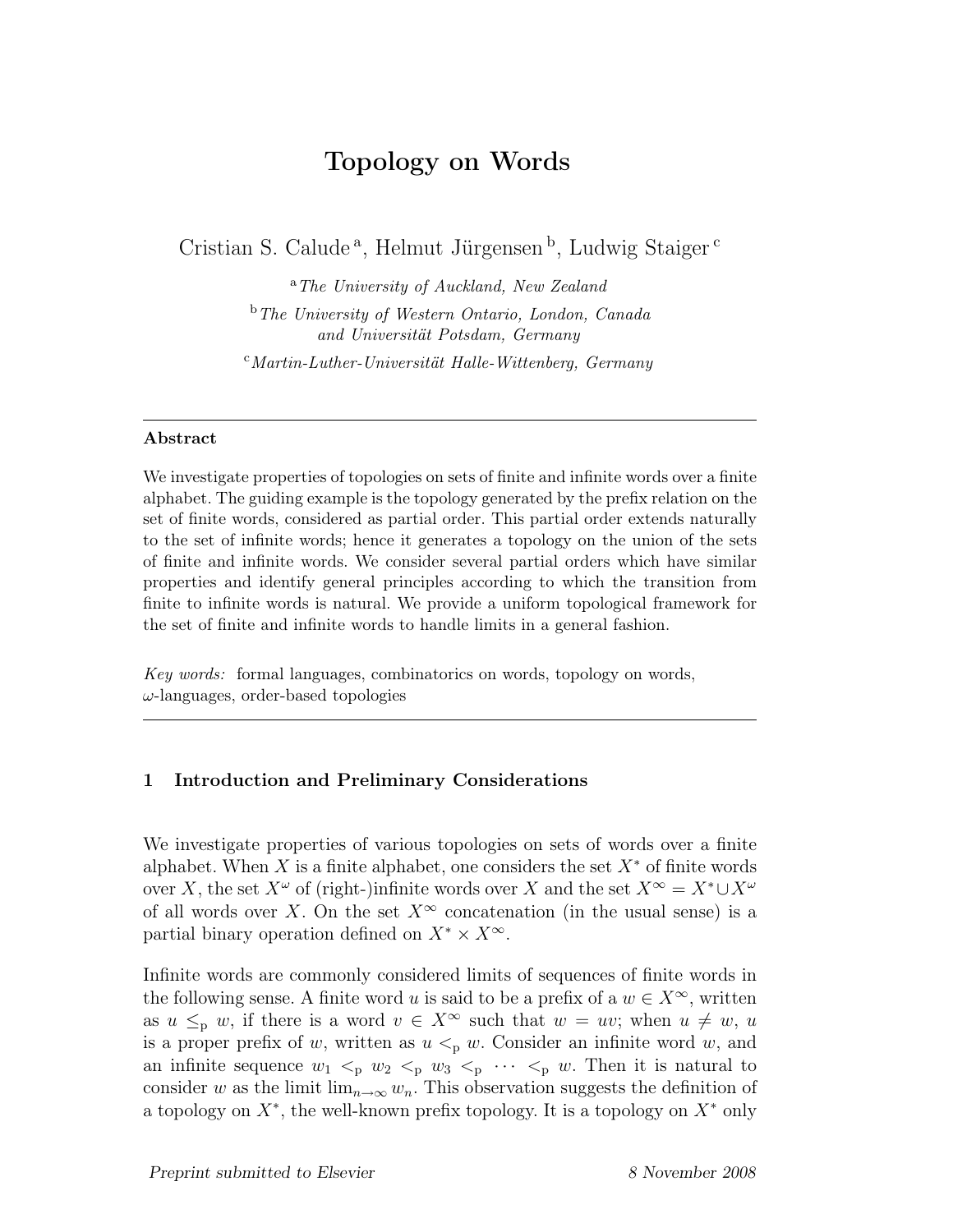# Topology on Words

Cristian S. Calude [a], Helmut Jürgensen [b], Ludwig Staiger [c]

[a] *The University of Auckland, New Zealand*

[b] *The University of Western Ontario, London, Canada and Universität Potsdam, Germany*

[c] *Martin-Luther-Universität Halle-Wittenberg, Germany*

---

**Abstract**

We investigate properties of topologies on sets of finite and infinite words over a finite alphabet. The guiding example is the topology generated by the prefix relation on the set of finite words, considered as partial order. This partial order extends naturally to the set of infinite words; hence it generates a topology on the union of the sets of finite and infinite words. We consider several partial orders which have similar properties and identify general principles according to which the transition from finite to infinite words is natural. We provide a uniform topological framework for the set of finite and infinite words to handle limits in a general fashion.

*Key words:* formal languages, combinatorics on words, topology on words, $\omega$-languages, order-based topologies

---

## 1 Introduction and Preliminary Considerations

We investigate properties of various topologies on sets of words over a finite alphabet. When $X$ is a finite alphabet, one considers the set $X^*$ of finite words over $X$, the set $X^\omega$ of (right-)infinite words over $X$ and the set $X^\infty = X^* \cup X^\omega$ of all words over $X$. On the set $X^\infty$ concatenation (in the usual sense) is a partial binary operation defined on $X^* \times X^\infty$.

Infinite words are commonly considered limits of sequences of finite words in the following sense. A finite word $u$ is said to be a prefix of a $w \in X^\infty$, written as $u \leq_{\mathrm{p}} w$, if there is a word $v \in X^\infty$ such that $w = uv$; when $u \neq w$, $u$ is a proper prefix of $w$, written as $u <_{\mathrm{p}} w$. Consider an infinite word $w$, and an infinite sequence $w_1 <_{\mathrm{p}} w_2 <_{\mathrm{p}} w_3 <_{\mathrm{p}} \cdots <_{\mathrm{p}} w$. Then it is natural to consider $w$ as the limit $\lim_{n\to\infty} w_n$. This observation suggests the definition of a topology on $X^*$, the well-known prefix topology. It is a topology on $X^*$ only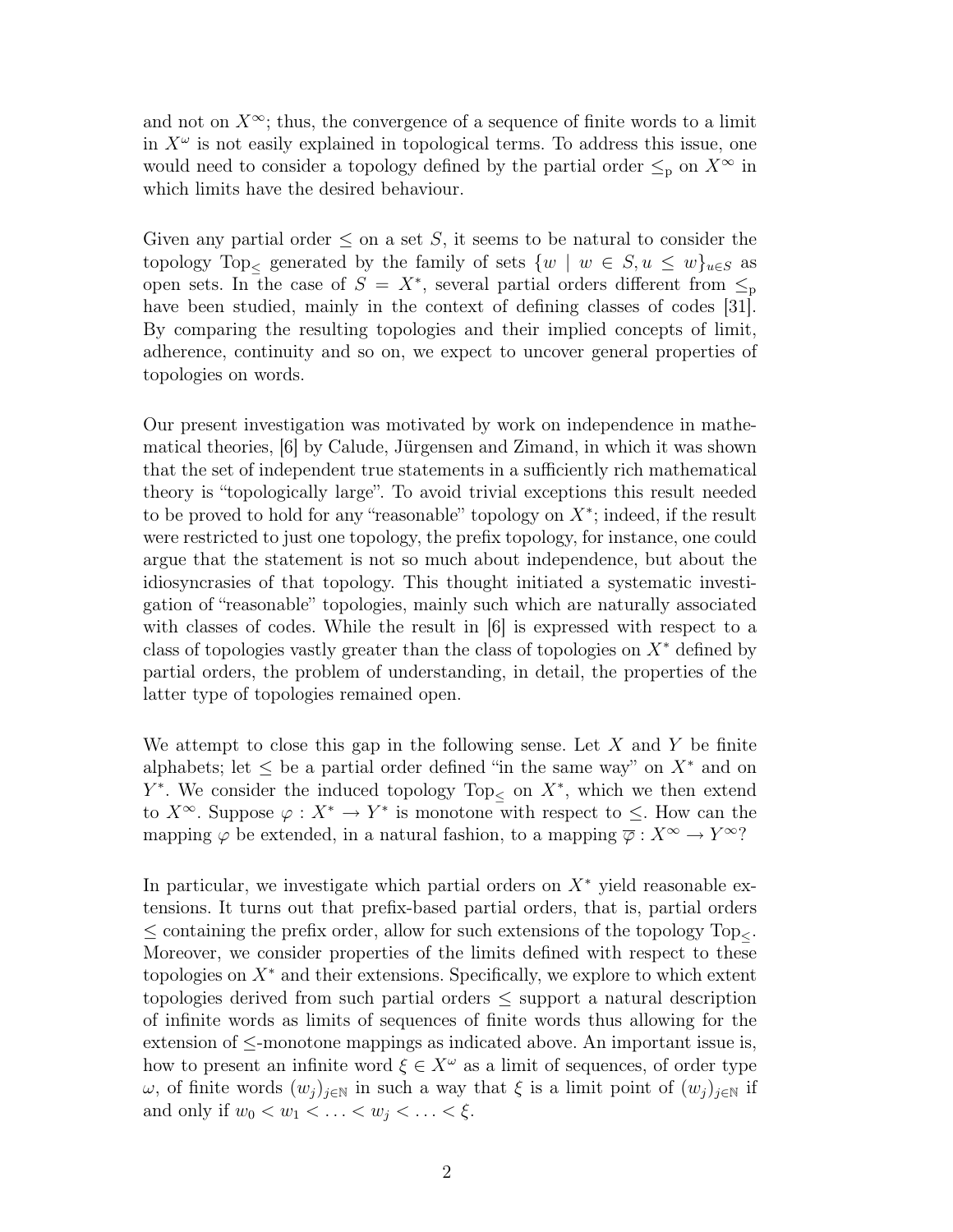and not on $X^\infty$; thus, the convergence of a sequence of finite words to a limit in $X^\omega$ is not easily explained in topological terms. To address this issue, one would need to consider a topology defined by the partial order $\leq_{\mathrm{p}}$ on $X^\infty$ in which limits have the desired behaviour.

Given any partial order $\leq$ on a set $S$, it seems to be natural to consider the topology $\mathrm{Top}_\leq$ generated by the family of sets $\{w \mid w \in S, u \leq w\}_{u \in S}$ as open sets. In the case of $S = X^*$, several partial orders different from $\leq_{\mathrm{p}}$ have been studied, mainly in the context of defining classes of codes [31]. By comparing the resulting topologies and their implied concepts of limit, adherence, continuity and so on, we expect to uncover general properties of topologies on words.

Our present investigation was motivated by work on independence in mathematical theories, [6] by Calude, Jürgensen and Zimand, in which it was shown that the set of independent true statements in a sufficiently rich mathematical theory is "topologically large". To avoid trivial exceptions this result needed to be proved to hold for any "reasonable" topology on $X^*$; indeed, if the result were restricted to just one topology, the prefix topology, for instance, one could argue that the statement is not so much about independence, but about the idiosyncrasies of that topology. This thought initiated a systematic investigation of "reasonable" topologies, mainly such which are naturally associated with classes of codes. While the result in [6] is expressed with respect to a class of topologies vastly greater than the class of topologies on $X^*$ defined by partial orders, the problem of understanding, in detail, the properties of the latter type of topologies remained open.

We attempt to close this gap in the following sense. Let $X$ and $Y$ be finite alphabets; let $\leq$ be a partial order defined "in the same way" on $X^*$ and on $Y^*$. We consider the induced topology $\mathrm{Top}_\leq$ on $X^*$, which we then extend to $X^\infty$. Suppose $\varphi : X^* \to Y^*$ is monotone with respect to $\leq$. How can the mapping $\varphi$ be extended, in a natural fashion, to a mapping $\overline{\varphi} : X^\infty \to Y^\infty$?

In particular, we investigate which partial orders on $X^*$ yield reasonable extensions. It turns out that prefix-based partial orders, that is, partial orders $\leq$ containing the prefix order, allow for such extensions of the topology $\mathrm{Top}_\leq$. Moreover, we consider properties of the limits defined with respect to these topologies on $X^*$ and their extensions. Specifically, we explore to which extent topologies derived from such partial orders $\leq$ support a natural description of infinite words as limits of sequences of finite words thus allowing for the extension of $\leq$-monotone mappings as indicated above. An important issue is, how to present an infinite word $\xi \in X^\omega$ as a limit of sequences, of order type $\omega$, of finite words $(w_j)_{j \in \mathbb{N}}$ in such a way that $\xi$ is a limit point of $(w_j)_{j \in \mathbb{N}}$ if and only if $w_0 < w_1 < \ldots < w_j < \ldots < \xi$.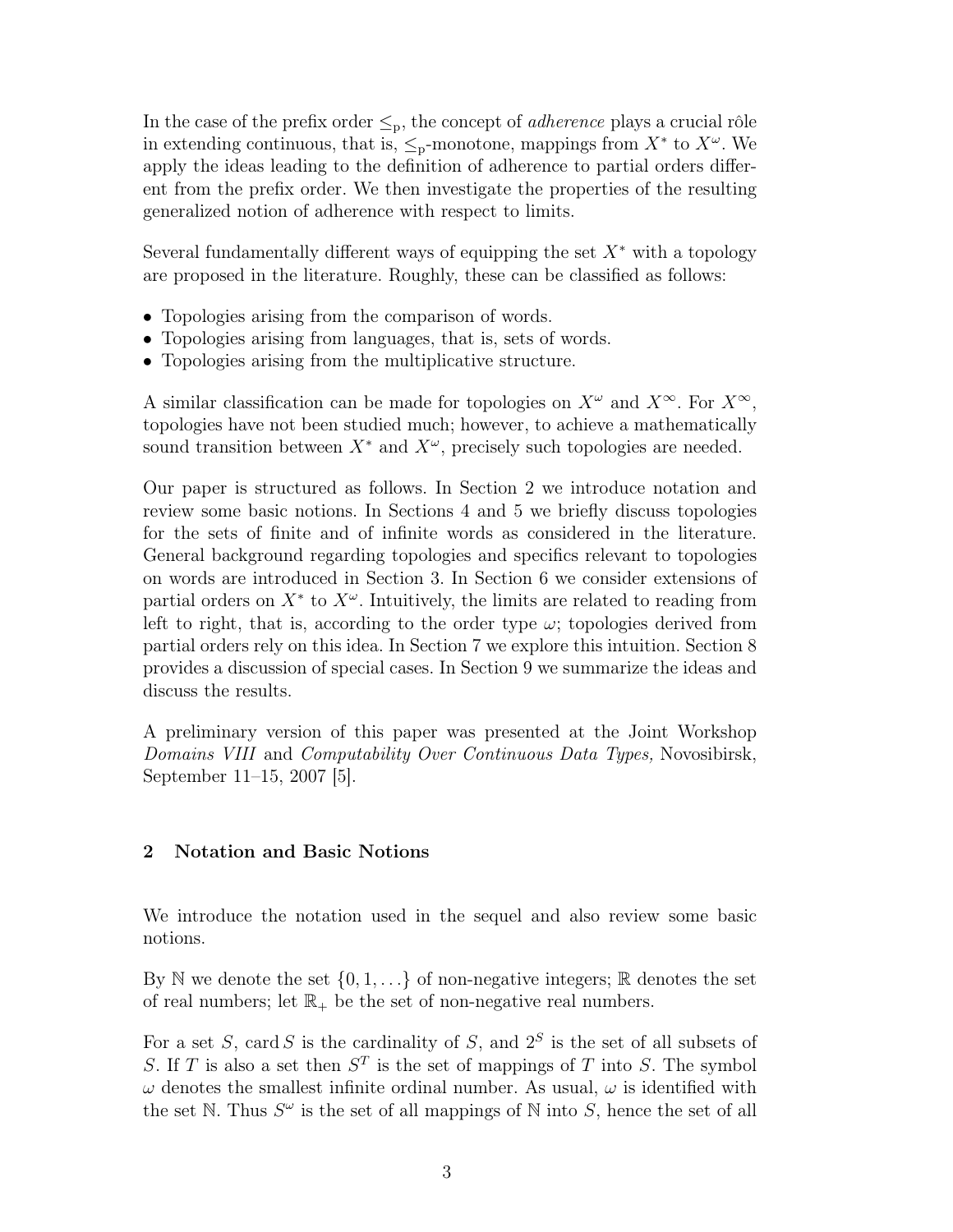In the case of the prefix order $\leq_p$, the concept of *adherence* plays a crucial rôle in extending continuous, that is, $\leq_p$-monotone, mappings from $X^*$ to $X^\omega$. We apply the ideas leading to the definition of adherence to partial orders different from the prefix order. We then investigate the properties of the resulting generalized notion of adherence with respect to limits.

Several fundamentally different ways of equipping the set $X^*$ with a topology are proposed in the literature. Roughly, these can be classified as follows:

- Topologies arising from the comparison of words.
- Topologies arising from languages, that is, sets of words.
- Topologies arising from the multiplicative structure.

A similar classification can be made for topologies on $X^\omega$ and $X^\infty$. For $X^\infty$, topologies have not been studied much; however, to achieve a mathematically sound transition between $X^*$ and $X^\omega$, precisely such topologies are needed.

Our paper is structured as follows. In Section 2 we introduce notation and review some basic notions. In Sections 4 and 5 we briefly discuss topologies for the sets of finite and of infinite words as considered in the literature. General background regarding topologies and specifics relevant to topologies on words are introduced in Section 3. In Section 6 we consider extensions of partial orders on $X^*$ to $X^\omega$. Intuitively, the limits are related to reading from left to right, that is, according to the order type $\omega$; topologies derived from partial orders rely on this idea. In Section 7 we explore this intuition. Section 8 provides a discussion of special cases. In Section 9 we summarize the ideas and discuss the results.

A preliminary version of this paper was presented at the Joint Workshop *Domains VIII* and *Computability Over Continuous Data Types,* Novosibirsk, September 11–15, 2007 [5].

## 2 Notation and Basic Notions

We introduce the notation used in the sequel and also review some basic notions.

By $\mathbb{N}$ we denote the set $\{0, 1, \ldots\}$ of non-negative integers; $\mathbb{R}$ denotes the set of real numbers; let $\mathbb{R}_+$ be the set of non-negative real numbers.

For a set $S$, $\operatorname{card} S$ is the cardinality of $S$, and $2^S$ is the set of all subsets of $S$. If $T$ is also a set then $S^T$ is the set of mappings of $T$ into $S$. The symbol $\omega$ denotes the smallest infinite ordinal number. As usual, $\omega$ is identified with the set $\mathbb{N}$. Thus $S^\omega$ is the set of all mappings of $\mathbb{N}$ into $S$, hence the set of all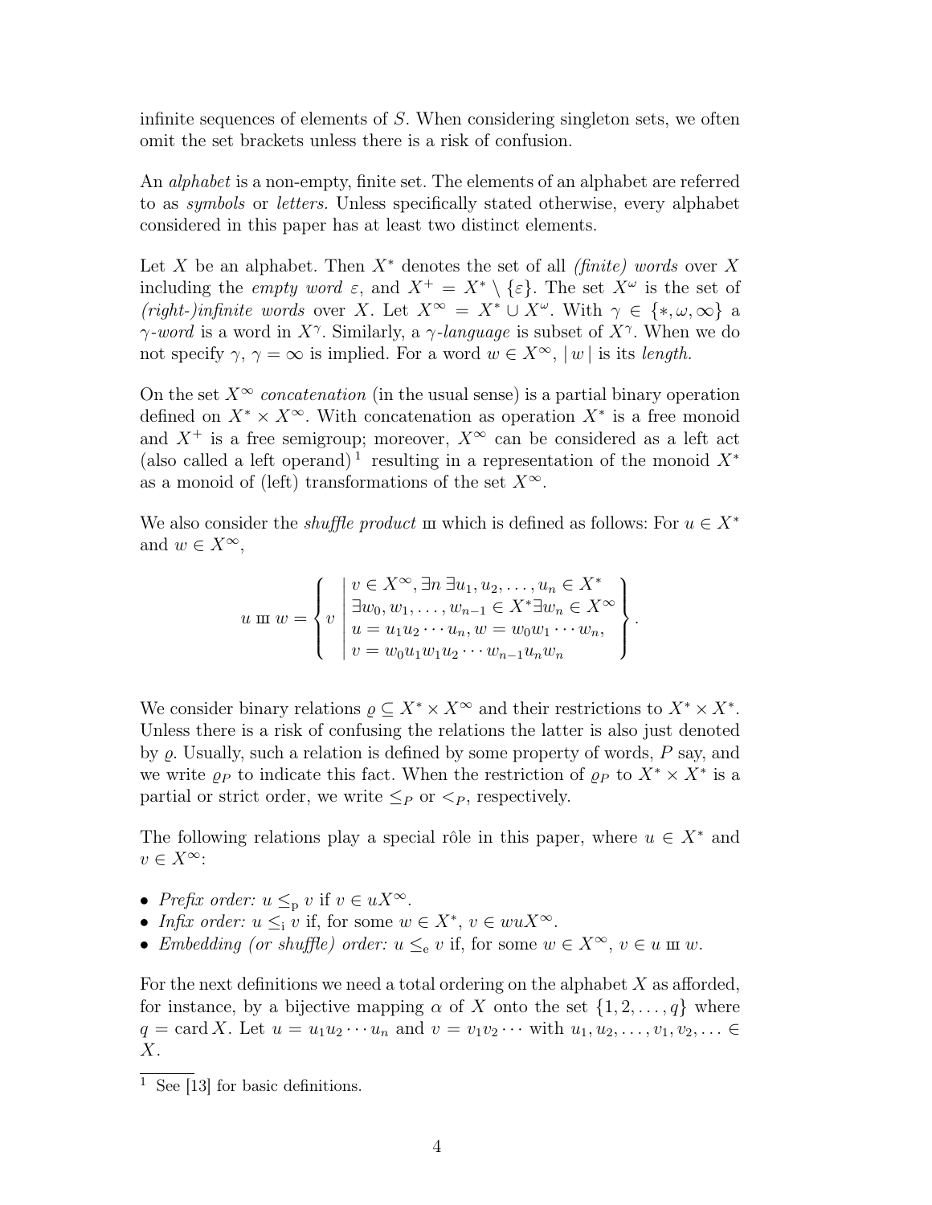infinite sequences of elements of $S$. When considering singleton sets, we often omit the set brackets unless there is a risk of confusion.

An *alphabet* is a non-empty, finite set. The elements of an alphabet are referred to as *symbols* or *letters*. Unless specifically stated otherwise, every alphabet considered in this paper has at least two distinct elements.

Let $X$ be an alphabet. Then $X^*$ denotes the set of all *(finite) words* over $X$ including the *empty word* $\varepsilon$, and $X^+ = X^* \setminus \{\varepsilon\}$. The set $X^\omega$ is the set of *(right-)infinite words* over $X$. Let $X^\infty = X^* \cup X^\omega$. With $\gamma \in \{*, \omega, \infty\}$ a *$\gamma$-word* is a word in $X^\gamma$. Similarly, a *$\gamma$-language* is subset of $X^\gamma$. When we do not specify $\gamma$, $\gamma = \infty$ is implied. For a word $w \in X^\infty$, $|\, w\,|$ is its *length*.

On the set $X^\infty$ *concatenation* (in the usual sense) is a partial binary operation defined on $X^* \times X^\infty$. With concatenation as operation $X^*$ is a free monoid and $X^+$ is a free semigroup; moreover, $X^\infty$ can be considered as a left act (also called a left operand) [1] resulting in a representation of the monoid $X^*$ as a monoid of (left) transformations of the set $X^\infty$.

We also consider the *shuffle product* ш which is defined as follows: For $u \in X^*$ and $w \in X^\infty$,

$$u \sqcup\!\sqcup w = \left\{ v \,\middle|\, \begin{array}{l} v \in X^\infty, \exists n \, \exists u_1, u_2, \ldots, u_n \in X^* \\ \exists w_0, w_1, \ldots, w_{n-1} \in X^* \exists w_n \in X^\infty \\ u = u_1 u_2 \cdots u_n, w = w_0 w_1 \cdots w_n, \\ v = w_0 u_1 w_1 u_2 \cdots w_{n-1} u_n w_n \end{array} \right\}.$$

We consider binary relations $\varrho \subseteq X^* \times X^\infty$ and their restrictions to $X^* \times X^*$. Unless there is a risk of confusing the relations the latter is also just denoted by $\varrho$. Usually, such a relation is defined by some property of words, $P$ say, and we write $\varrho_P$ to indicate this fact. When the restriction of $\varrho_P$ to $X^* \times X^*$ is a partial or strict order, we write $\leq_P$ or $<_P$, respectively.

The following relations play a special rôle in this paper, where $u \in X^*$ and $v \in X^\infty$:

- *Prefix order:* $u \leq_{\mathrm{p}} v$ if $v \in uX^\infty$.
- *Infix order:* $u \leq_{\mathrm{i}} v$ if, for some $w \in X^*$, $v \in wuX^\infty$.
- *Embedding (or shuffle) order:* $u \leq_{\mathrm{e}} v$ if, for some $w \in X^\infty$, $v \in u \sqcup\!\sqcup w$.

For the next definitions we need a total ordering on the alphabet $X$ as afforded, for instance, by a bijective mapping $\alpha$ of $X$ onto the set $\{1, 2, \ldots, q\}$ where $q = \operatorname{card} X$. Let $u = u_1 u_2 \cdots u_n$ and $v = v_1 v_2 \cdots$ with $u_1, u_2, \ldots, v_1, v_2, \ldots \in X$.

[1] See [13] for basic definitions.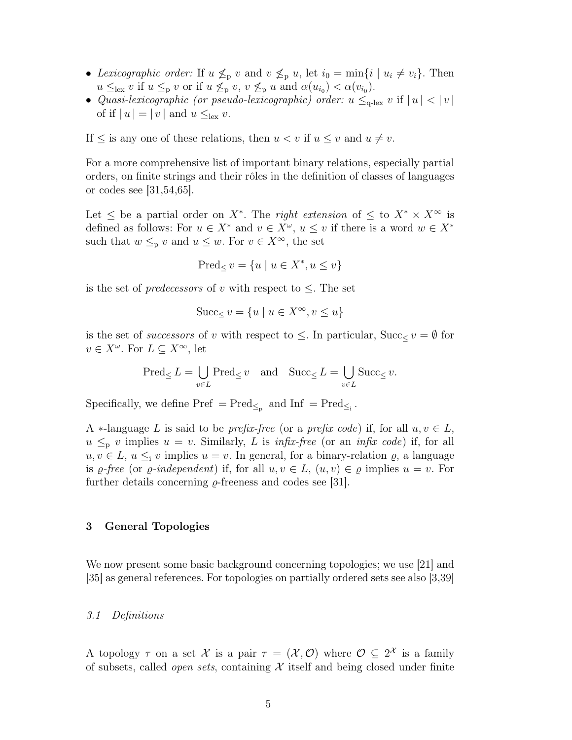- *Lexicographic order:* If $u \not\leq_{\mathrm{p}} v$ and $v \not\leq_{\mathrm{p}} u$, let $i_0 = \min\{i \mid u_i \neq v_i\}$. Then $u \leq_{\mathrm{lex}} v$ if $u \leq_{\mathrm{p}} v$ or if $u \not\leq_{\mathrm{p}} v$, $v \not\leq_{\mathrm{p}} u$ and $\alpha(u_{i_0}) < \alpha(v_{i_0})$.
- *Quasi-lexicographic (or pseudo-lexicographic) order:* $u \leq_{\text{q-lex}} v$ if $|\,u\,| < |\,v\,|$ of if $|\,u\,| = |\,v\,|$ and $u \leq_{\mathrm{lex}} v$.

If $\leq$ is any one of these relations, then $u < v$ if $u \leq v$ and $u \neq v$.

For a more comprehensive list of important binary relations, especially partial orders, on finite strings and their rôles in the definition of classes of languages or codes see [31,54,65].

Let $\leq$ be a partial order on $X^*$. The *right extension* of $\leq$ to $X^* \times X^\infty$ is defined as follows: For $u \in X^*$ and $v \in X^\omega$, $u \leq v$ if there is a word $w \in X^*$ such that $w \leq_{\mathrm{p}} v$ and $u \leq w$. For $v \in X^\infty$, the set

$$\mathrm{Pred}_{\leq}\, v = \{u \mid u \in X^*, u \leq v\}$$

is the set of *predecessors* of $v$ with respect to $\leq$. The set

$$\mathrm{Succ}_{\leq}\, v = \{u \mid u \in X^\infty, v \leq u\}$$

is the set of *successors* of $v$ with respect to $\leq$. In particular, $\mathrm{Succ}_{\leq}\, v = \emptyset$ for $v \in X^\omega$. For $L \subseteq X^\infty$, let

$$\mathrm{Pred}_{\leq}\, L = \bigcup_{v \in L} \mathrm{Pred}_{\leq}\, v \quad \text{and} \quad \mathrm{Succ}_{\leq}\, L = \bigcup_{v \in L} \mathrm{Succ}_{\leq}\, v.$$

Specifically, we define $\mathrm{Pref} = \mathrm{Pred}_{\leq_{\mathrm{p}}}$ and $\mathrm{Inf} = \mathrm{Pred}_{\leq_{\mathrm{i}}}$.

A $*$-language $L$ is said to be *prefix-free* (or a *prefix code*) if, for all $u, v \in L$, $u \leq_{\mathrm{p}} v$ implies $u = v$. Similarly, $L$ is *infix-free* (or an *infix code*) if, for all $u, v \in L$, $u \leq_{\mathrm{i}} v$ implies $u = v$. In general, for a binary-relation $\varrho$, a language is *$\varrho$-free* (or *$\varrho$-independent*) if, for all $u, v \in L$, $(u, v) \in \varrho$ implies $u = v$. For further details concerning $\varrho$-freeness and codes see [31].

## 3 General Topologies

We now present some basic background concerning topologies; we use [21] and [35] as general references. For topologies on partially ordered sets see also [3,39]

### 3.1 Definitions

A topology $\tau$ on a set $\mathcal{X}$ is a pair $\tau = (\mathcal{X}, \mathcal{O})$ where $\mathcal{O} \subseteq 2^{\mathcal{X}}$ is a family of subsets, called *open sets*, containing $\mathcal{X}$ itself and being closed under finite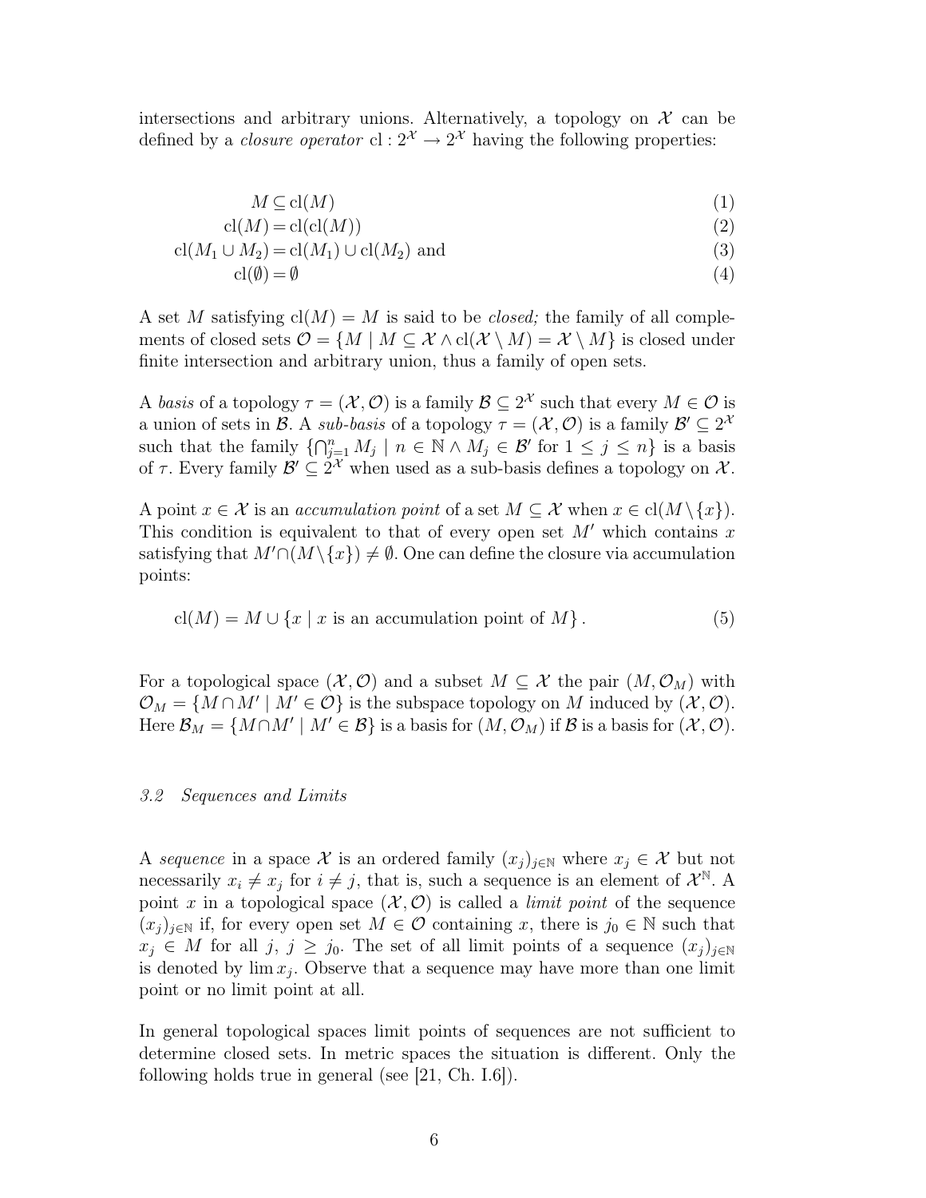intersections and arbitrary unions. Alternatively, a topology on $\mathcal{X}$ can be defined by a *closure operator* $\mathrm{cl} : 2^{\mathcal{X}} \to 2^{\mathcal{X}}$ having the following properties:

$$
\begin{aligned}
M &\subseteq \mathrm{cl}(M) && (1)\\
\mathrm{cl}(M) &= \mathrm{cl}(\mathrm{cl}(M)) && (2)\\
\mathrm{cl}(M_1 \cup M_2) &= \mathrm{cl}(M_1) \cup \mathrm{cl}(M_2) \text{ and} && (3)\\
\mathrm{cl}(\emptyset) &= \emptyset && (4)
\end{aligned}
$$

A set $M$ satisfying $\mathrm{cl}(M) = M$ is said to be *closed;* the family of all complements of closed sets $\mathcal{O} = \{M \mid M \subseteq \mathcal{X} \wedge \mathrm{cl}(\mathcal{X} \setminus M) = \mathcal{X} \setminus M\}$ is closed under finite intersection and arbitrary union, thus a family of open sets.

A *basis* of a topology $\tau = (\mathcal{X}, \mathcal{O})$ is a family $\mathcal{B} \subseteq 2^{\mathcal{X}}$ such that every $M \in \mathcal{O}$ is a union of sets in $\mathcal{B}$. A *sub-basis* of a topology $\tau = (\mathcal{X}, \mathcal{O})$ is a family $\mathcal{B}' \subseteq 2^{\mathcal{X}}$ such that the family $\{\bigcap_{j=1}^{n} M_j \mid n \in \mathbb{N} \wedge M_j \in \mathcal{B}' \text{ for } 1 \leq j \leq n\}$ is a basis of $\tau$. Every family $\mathcal{B}' \subseteq 2^{\mathcal{X}}$ when used as a sub-basis defines a topology on $\mathcal{X}$.

A point $x \in \mathcal{X}$ is an *accumulation point* of a set $M \subseteq \mathcal{X}$ when $x \in \mathrm{cl}(M \setminus \{x\})$. This condition is equivalent to that of every open set $M'$ which contains $x$ satisfying that $M' \cap (M \setminus \{x\}) \neq \emptyset$. One can define the closure via accumulation points:

$$
\mathrm{cl}(M) = M \cup \{x \mid x \text{ is an accumulation point of } M\}\,. \qquad (5)
$$

For a topological space $(\mathcal{X}, \mathcal{O})$ and a subset $M \subseteq \mathcal{X}$ the pair $(M, \mathcal{O}_M)$ with $\mathcal{O}_M = \{M \cap M' \mid M' \in \mathcal{O}\}$ is the subspace topology on $M$ induced by $(\mathcal{X}, \mathcal{O})$. Here $\mathcal{B}_M = \{M \cap M' \mid M' \in \mathcal{B}\}$ is a basis for $(M, \mathcal{O}_M)$ if $\mathcal{B}$ is a basis for $(\mathcal{X}, \mathcal{O})$.

### *3.2 Sequences and Limits*

A *sequence* in a space $\mathcal{X}$ is an ordered family $(x_j)_{j \in \mathbb{N}}$ where $x_j \in \mathcal{X}$ but not necessarily $x_i \neq x_j$ for $i \neq j$, that is, such a sequence is an element of $\mathcal{X}^{\mathbb{N}}$. A point $x$ in a topological space $(\mathcal{X}, \mathcal{O})$ is called a *limit point* of the sequence $(x_j)_{j \in \mathbb{N}}$ if, for every open set $M \in \mathcal{O}$ containing $x$, there is $j_0 \in \mathbb{N}$ such that $x_j \in M$ for all $j$, $j \geq j_0$. The set of all limit points of a sequence $(x_j)_{j \in \mathbb{N}}$ is denoted by $\lim x_j$. Observe that a sequence may have more than one limit point or no limit point at all.

In general topological spaces limit points of sequences are not sufficient to determine closed sets. In metric spaces the situation is different. Only the following holds true in general (see [21, Ch. I.6]).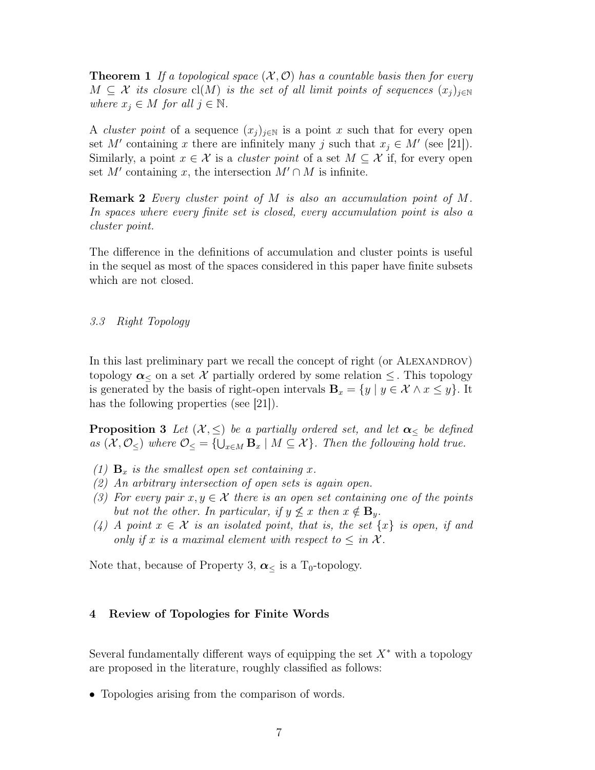**Theorem 1** *If a topological space $(\mathcal{X}, \mathcal{O})$ has a countable basis then for every $M \subseteq \mathcal{X}$ its closure $\mathrm{cl}(M)$ is the set of all limit points of sequences $(x_j)_{j\in\mathbb{N}}$ where $x_j \in M$ for all $j \in \mathbb{N}$.*

A *cluster point* of a sequence $(x_j)_{j\in\mathbb{N}}$ is a point $x$ such that for every open set $M'$ containing $x$ there are infinitely many $j$ such that $x_j \in M'$ (see [21]). Similarly, a point $x \in \mathcal{X}$ is a *cluster point* of a set $M \subseteq \mathcal{X}$ if, for every open set $M'$ containing $x$, the intersection $M' \cap M$ is infinite.

**Remark 2** *Every cluster point of $M$ is also an accumulation point of $M$. In spaces where every finite set is closed, every accumulation point is also a cluster point.*

The difference in the definitions of accumulation and cluster points is useful in the sequel as most of the spaces considered in this paper have finite subsets which are not closed.

### *3.3 Right Topology*

In this last preliminary part we recall the concept of right (or Alexandrov) topology $\boldsymbol{\alpha}_\leq$ on a set $\mathcal{X}$ partially ordered by some relation $\leq$. This topology is generated by the basis of right-open intervals $\mathbf{B}_x = \{y \mid y \in \mathcal{X} \wedge x \leq y\}$. It has the following properties (see [21]).

**Proposition 3** *Let $(\mathcal{X}, \leq)$ be a partially ordered set, and let $\boldsymbol{\alpha}_\leq$ be defined as $(\mathcal{X}, \mathcal{O}_\leq)$ where $\mathcal{O}_\leq = \{\bigcup_{x\in M} \mathbf{B}_x \mid M \subseteq \mathcal{X}\}$. Then the following hold true.*

*(1) $\mathbf{B}_x$ is the smallest open set containing $x$.*
*(2) An arbitrary intersection of open sets is again open.*
*(3) For every pair $x, y \in \mathcal{X}$ there is an open set containing one of the points but not the other. In particular, if $y \not\leq x$ then $x \notin \mathbf{B}_y$.*
*(4) A point $x \in \mathcal{X}$ is an isolated point, that is, the set $\{x\}$ is open, if and only if $x$ is a maximal element with respect to $\leq$ in $\mathcal{X}$.*

Note that, because of Property 3, $\boldsymbol{\alpha}_\leq$ is a $\mathrm{T}_0$-topology.

## 4 Review of Topologies for Finite Words

Several fundamentally different ways of equipping the set $X^*$ with a topology are proposed in the literature, roughly classified as follows:

- Topologies arising from the comparison of words.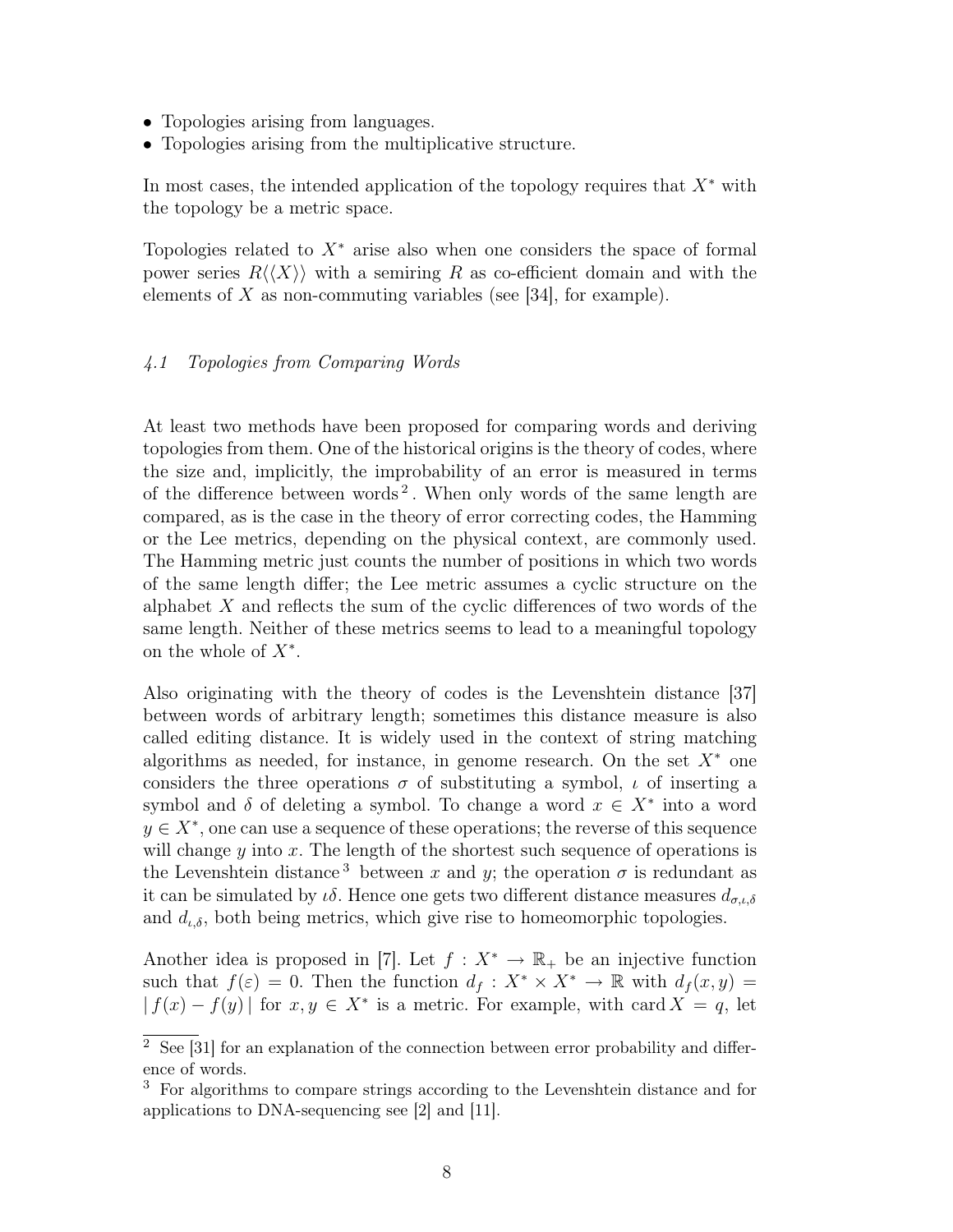- Topologies arising from languages.
- Topologies arising from the multiplicative structure.

In most cases, the intended application of the topology requires that $X^*$ with the topology be a metric space.

Topologies related to $X^*$ arise also when one considers the space of formal power series $R\langle\langle X\rangle\rangle$ with a semiring $R$ as co-efficient domain and with the elements of $X$ as non-commuting variables (see [34], for example).

### *4.1 Topologies from Comparing Words*

At least two methods have been proposed for comparing words and deriving topologies from them. One of the historical origins is the theory of codes, where the size and, implicitly, the improbability of an error is measured in terms of the difference between words [2]. When only words of the same length are compared, as is the case in the theory of error correcting codes, the Hamming or the Lee metrics, depending on the physical context, are commonly used. The Hamming metric just counts the number of positions in which two words of the same length differ; the Lee metric assumes a cyclic structure on the alphabet $X$ and reflects the sum of the cyclic differences of two words of the same length. Neither of these metrics seems to lead to a meaningful topology on the whole of $X^*$.

Also originating with the theory of codes is the Levenshtein distance [37] between words of arbitrary length; sometimes this distance measure is also called editing distance. It is widely used in the context of string matching algorithms as needed, for instance, in genome research. On the set $X^*$ one considers the three operations $\sigma$ of substituting a symbol, $\iota$ of inserting a symbol and $\delta$ of deleting a symbol. To change a word $x \in X^*$ into a word $y \in X^*$, one can use a sequence of these operations; the reverse of this sequence will change $y$ into $x$. The length of the shortest such sequence of operations is the Levenshtein distance [3] between $x$ and $y$; the operation $\sigma$ is redundant as it can be simulated by $\iota\delta$. Hence one gets two different distance measures $d_{\sigma,\iota,\delta}$ and $d_{\iota,\delta}$, both being metrics, which give rise to homeomorphic topologies.

Another idea is proposed in [7]. Let $f : X^* \to \mathbb{R}_+$ be an injective function such that $f(\varepsilon) = 0$. Then the function $d_f : X^* \times X^* \to \mathbb{R}$ with $d_f(x, y) = |\, f(x) - f(y)\,|$ for $x, y \in X^*$ is a metric. For example, with $\operatorname{card} X = q$, let

---

[2] See [31] for an explanation of the connection between error probability and difference of words.

[3] For algorithms to compare strings according to the Levenshtein distance and for applications to DNA-sequencing see [2] and [11].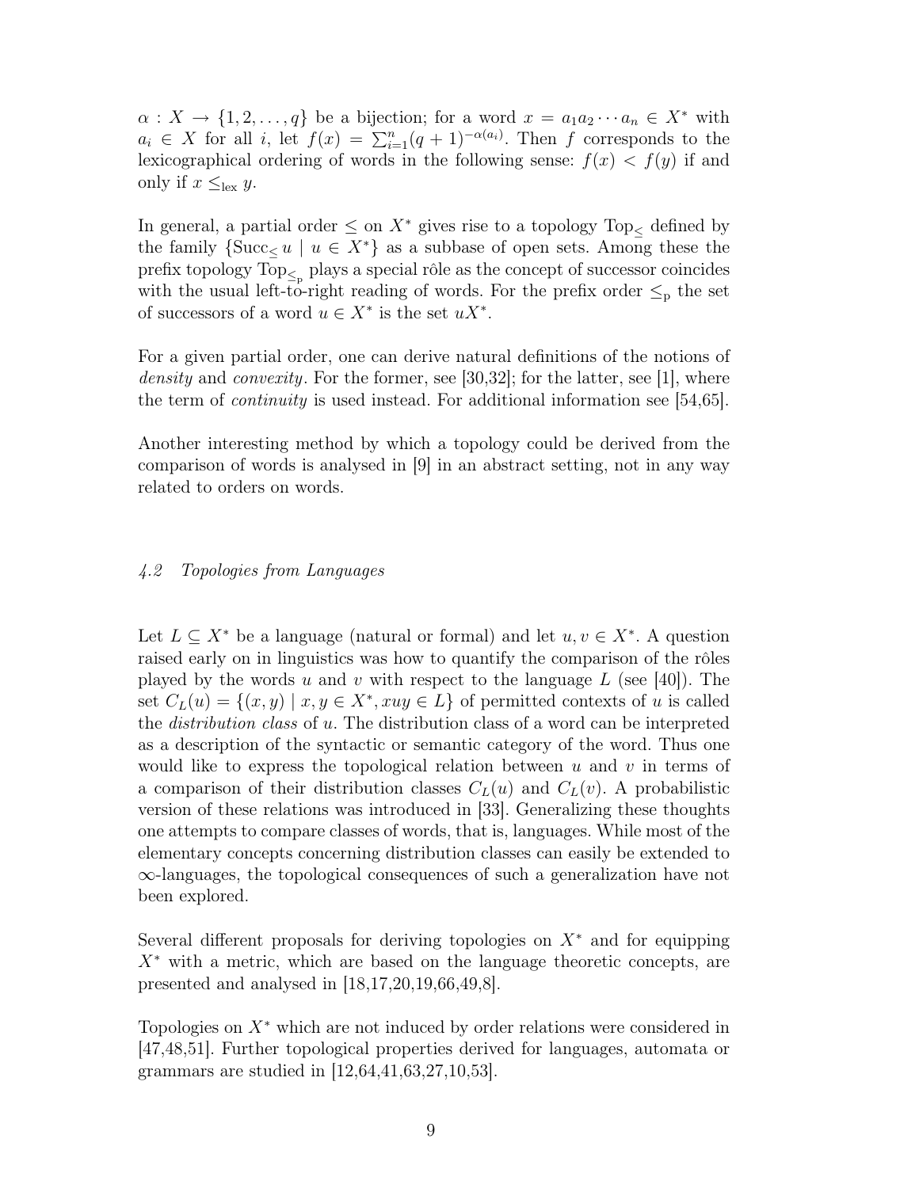$\alpha : X \to \{1, 2, \ldots, q\}$ be a bijection; for a word $x = a_1 a_2 \cdots a_n \in X^*$ with $a_i \in X$ for all $i$, let $f(x) = \sum_{i=1}^{n} (q+1)^{-\alpha(a_i)}$. Then $f$ corresponds to the lexicographical ordering of words in the following sense: $f(x) < f(y)$ if and only if $x \leq_{\text{lex}} y$.

In general, a partial order $\leq$ on $X^*$ gives rise to a topology $\text{Top}_{\leq}$ defined by the family $\{\text{Succ}_{\leq}\, u \mid u \in X^*\}$ as a subbase of open sets. Among these the prefix topology $\text{Top}_{\leq_\text{p}}$ plays a special rôle as the concept of successor coincides with the usual left-to-right reading of words. For the prefix order $\leq_\text{p}$ the set of successors of a word $u \in X^*$ is the set $uX^*$.

For a given partial order, one can derive natural definitions of the notions of *density* and *convexity*. For the former, see [30,32]; for the latter, see [1], where the term of *continuity* is used instead. For additional information see [54,65].

Another interesting method by which a topology could be derived from the comparison of words is analysed in [9] in an abstract setting, not in any way related to orders on words.

### *4.2 Topologies from Languages*

Let $L \subseteq X^*$ be a language (natural or formal) and let $u, v \in X^*$. A question raised early on in linguistics was how to quantify the comparison of the rôles played by the words $u$ and $v$ with respect to the language $L$ (see [40]). The set $C_L(u) = \{(x, y) \mid x, y \in X^*, xuy \in L\}$ of permitted contexts of $u$ is called the *distribution class* of $u$. The distribution class of a word can be interpreted as a description of the syntactic or semantic category of the word. Thus one would like to express the topological relation between $u$ and $v$ in terms of a comparison of their distribution classes $C_L(u)$ and $C_L(v)$. A probabilistic version of these relations was introduced in [33]. Generalizing these thoughts one attempts to compare classes of words, that is, languages. While most of the elementary concepts concerning distribution classes can easily be extended to $\infty$-languages, the topological consequences of such a generalization have not been explored.

Several different proposals for deriving topologies on $X^*$ and for equipping $X^*$ with a metric, which are based on the language theoretic concepts, are presented and analysed in [18,17,20,19,66,49,8].

Topologies on $X^*$ which are not induced by order relations were considered in [47,48,51]. Further topological properties derived for languages, automata or grammars are studied in [12,64,41,63,27,10,53].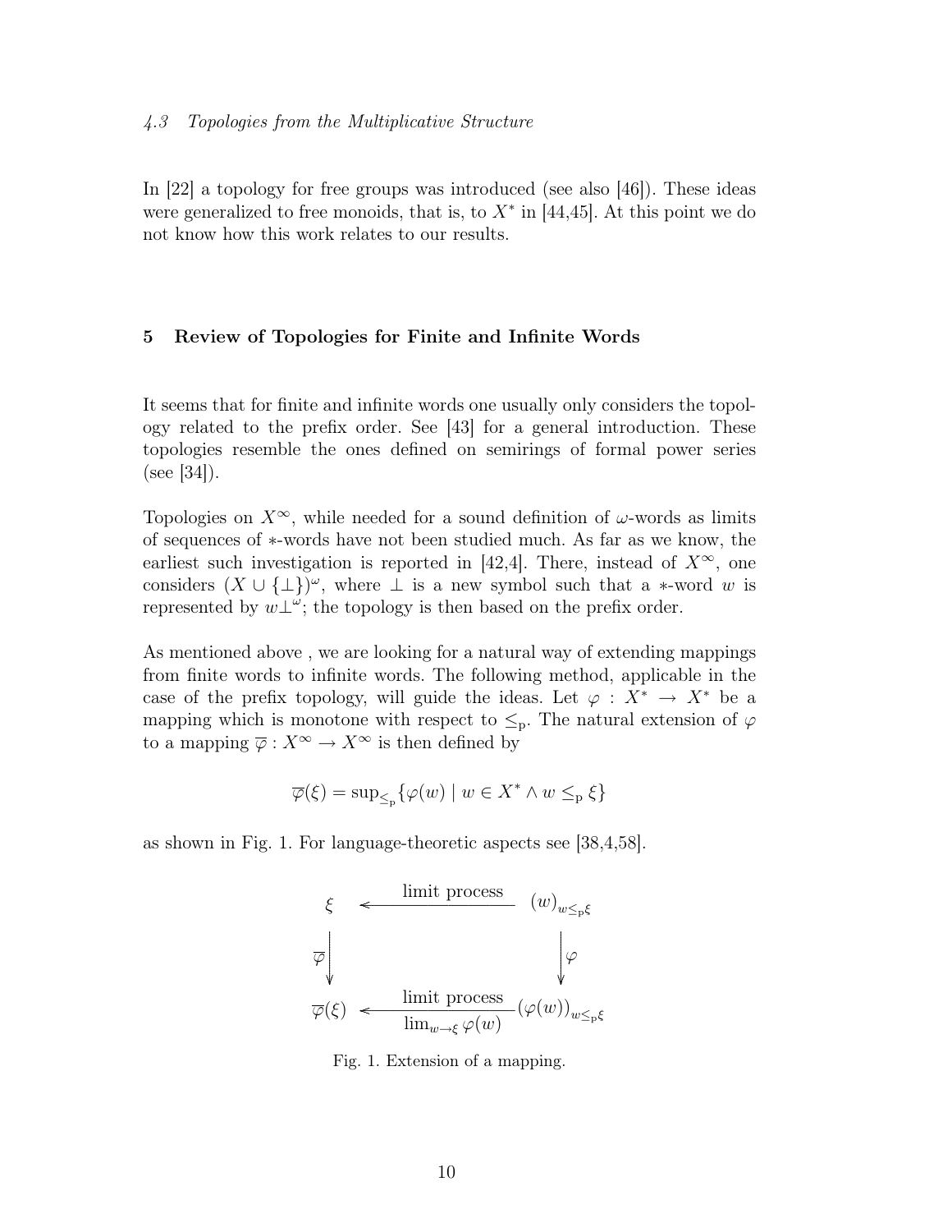### 4.3 Topologies from the Multiplicative Structure

In [22] a topology for free groups was introduced (see also [46]). These ideas were generalized to free monoids, that is, to $X^*$ in [44,45]. At this point we do not know how this work relates to our results.

## 5 Review of Topologies for Finite and Infinite Words

It seems that for finite and infinite words one usually only considers the topology related to the prefix order. See [43] for a general introduction. These topologies resemble the ones defined on semirings of formal power series (see [34]).

Topologies on $X^\infty$, while needed for a sound definition of $\omega$-words as limits of sequences of $*$-words have not been studied much. As far as we know, the earliest such investigation is reported in [42,4]. There, instead of $X^\infty$, one considers $(X \cup \{\perp\})^\omega$, where $\perp$ is a new symbol such that a $*$-word $w$ is represented by $w\perp^\omega$; the topology is then based on the prefix order.

As mentioned above , we are looking for a natural way of extending mappings from finite words to infinite words. The following method, applicable in the case of the prefix topology, will guide the ideas. Let $\varphi : X^* \to X^*$ be a mapping which is monotone with respect to $\leq_{\mathrm{p}}$. The natural extension of $\varphi$ to a mapping $\overline{\varphi} : X^\infty \to X^\infty$ is then defined by

$$\overline{\varphi}(\xi) = \sup_{\leq_{\mathrm{p}}}\{\varphi(w) \mid w \in X^* \wedge w \leq_{\mathrm{p}} \xi\}$$

as shown in Fig. 1. For language-theoretic aspects see [38,4,58].

$$\begin{array}{ccc}
\xi & \xleftarrow{\text{limit process}} & (w)_{w \leq_{\mathrm{p}} \xi} \\
\Big\downarrow \overline{\varphi} & & \Big\downarrow \varphi \\
\overline{\varphi}(\xi) & \xleftarrow[\lim_{w \to \xi} \varphi(w)]{\text{limit process}} & (\varphi(w))_{w \leq_{\mathrm{p}} \xi}
\end{array}$$

Fig. 1. Extension of a mapping.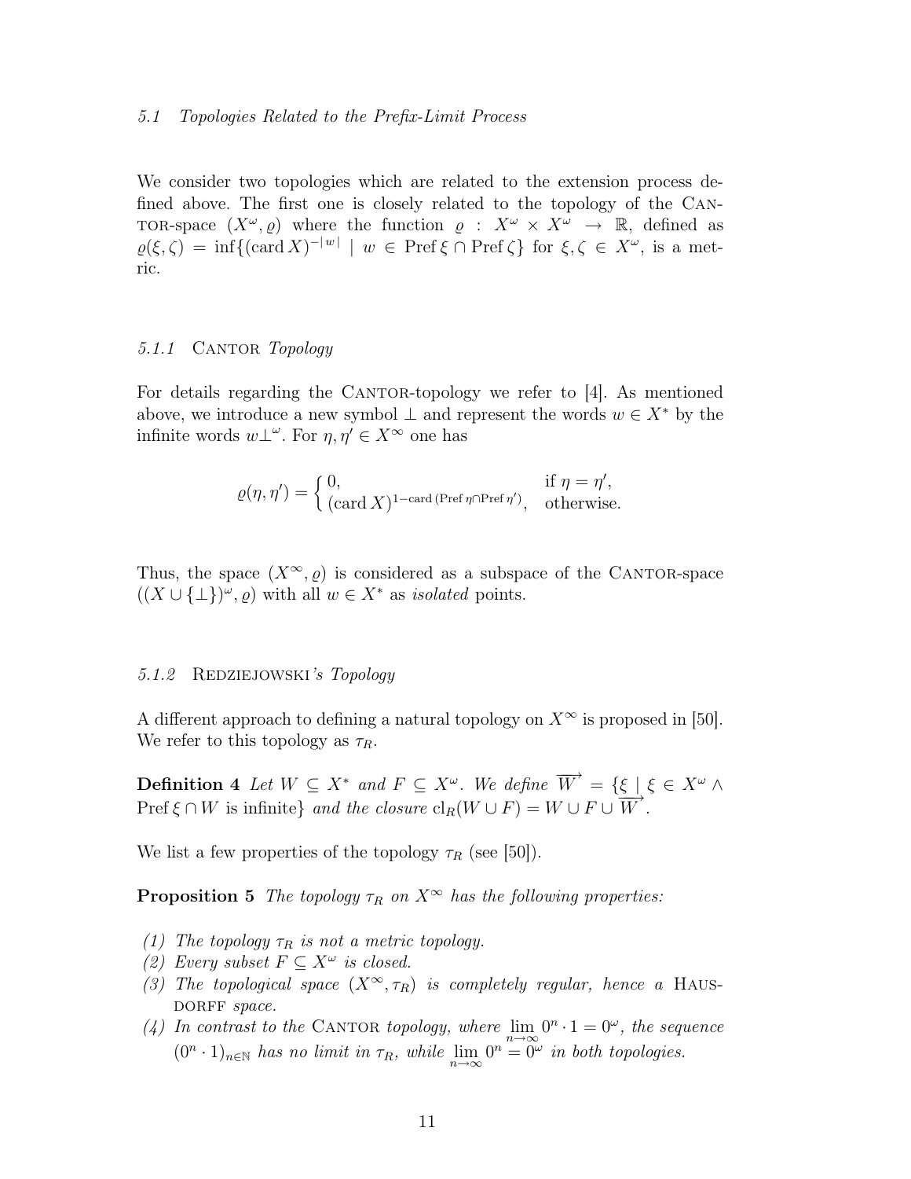### 5.1 Topologies Related to the Prefix-Limit Process

We consider two topologies which are related to the extension process defined above. The first one is closely related to the topology of the CANTOR-space $(X^\omega, \varrho)$ where the function $\varrho : X^\omega \times X^\omega \to \mathbb{R}$, defined as $\varrho(\xi, \zeta) = \inf\{(\operatorname{card} X)^{-|w|} \mid w \in \operatorname{Pref} \xi \cap \operatorname{Pref} \zeta\}$ for $\xi, \zeta \in X^\omega$, is a metric.

#### 5.1.1 CANTOR *Topology*

For details regarding the CANTOR-topology we refer to [4]. As mentioned above, we introduce a new symbol $\perp$ and represent the words $w \in X^*$ by the infinite words $w\perp^\omega$. For $\eta, \eta' \in X^\infty$ one has

$$\varrho(\eta, \eta') = \begin{cases} 0, & \text{if } \eta = \eta', \\ (\operatorname{card} X)^{1-\operatorname{card}(\operatorname{Pref} \eta \cap \operatorname{Pref} \eta')}, & \text{otherwise.} \end{cases}$$

Thus, the space $(X^\infty, \varrho)$ is considered as a subspace of the CANTOR-space $((X \cup \{\perp\})^\omega, \varrho)$ with all $w \in X^*$ as *isolated* points.

#### 5.1.2 REDZIEJOWSKI*'s Topology*

A different approach to defining a natural topology on $X^\infty$ is proposed in [50]. We refer to this topology as $\tau_R$.

**Definition 4** *Let $W \subseteq X^*$ and $F \subseteq X^\omega$. We define $\overrightarrow{W} = \{\xi \mid \xi \in X^\omega \wedge \operatorname{Pref} \xi \cap W$ is infinite$\}$ and the closure $\operatorname{cl}_R(W \cup F) = W \cup F \cup \overrightarrow{W}$.*

We list a few properties of the topology $\tau_R$ (see [50]).

**Proposition 5** *The topology $\tau_R$ on $X^\infty$ has the following properties:*

*(1) The topology $\tau_R$ is not a metric topology.*
*(2) Every subset $F \subseteq X^\omega$ is closed.*
*(3) The topological space $(X^\infty, \tau_R)$ is completely regular, hence a* HAUSDORFF *space.*
*(4) In contrast to the* CANTOR *topology, where $\lim_{n\to\infty} 0^n \cdot 1 = 0^\omega$, the sequence $(0^n \cdot 1)_{n\in\mathbb{N}}$ has no limit in $\tau_R$, while $\lim_{n\to\infty} 0^n = 0^\omega$ in both topologies.*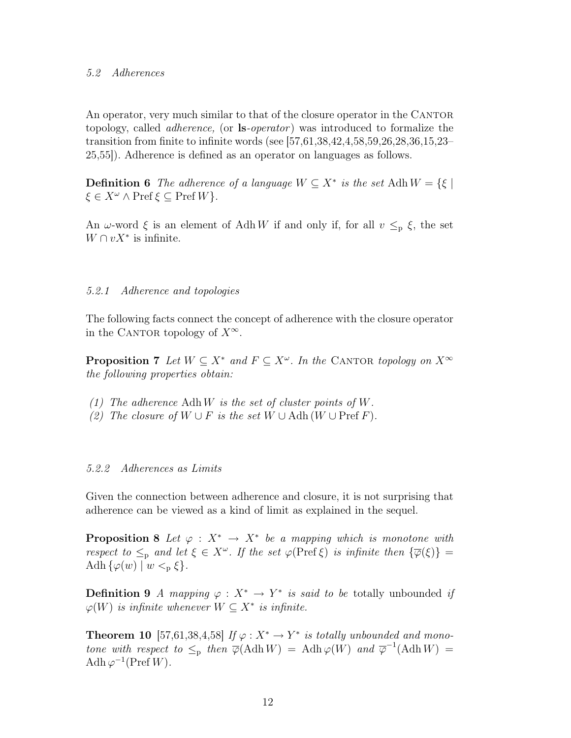### 5.2 Adherences

An operator, very much similar to that of the closure operator in the CANTOR topology, called *adherence,* (or **ls**-*operator*) was introduced to formalize the transition from finite to infinite words (see [57,61,38,42,4,58,59,26,28,36,15,23–25,55]). Adherence is defined as an operator on languages as follows.

**Definition 6** *The adherence of a language $W \subseteq X^*$ is the set* $\mathrm{Adh}\, W = \{\xi \mid \xi \in X^\omega \wedge \mathrm{Pref}\, \xi \subseteq \mathrm{Pref}\, W\}$.

An $\omega$-word $\xi$ is an element of $\mathrm{Adh}\, W$ if and only if, for all $v \leq_{\mathrm{p}} \xi$, the set $W \cap vX^*$ is infinite.

#### 5.2.1 Adherence and topologies

The following facts connect the concept of adherence with the closure operator in the CANTOR topology of $X^\infty$.

**Proposition 7** *Let $W \subseteq X^*$ and $F \subseteq X^\omega$. In the* CANTOR *topology on $X^\infty$ the following properties obtain:*

*(1) The adherence $\mathrm{Adh}\, W$ is the set of cluster points of $W$.*
*(2) The closure of $W \cup F$ is the set $W \cup \mathrm{Adh}\,(W \cup \mathrm{Pref}\, F)$.*

#### 5.2.2 Adherences as Limits

Given the connection between adherence and closure, it is not surprising that adherence can be viewed as a kind of limit as explained in the sequel.

**Proposition 8** *Let $\varphi : X^* \to X^*$ be a mapping which is monotone with respect to $\leq_{\mathrm{p}}$ and let $\xi \in X^\omega$. If the set $\varphi(\mathrm{Pref}\, \xi)$ is infinite then $\{\overline{\varphi}(\xi)\} = \mathrm{Adh}\, \{\varphi(w) \mid w <_{\mathrm{p}} \xi\}$.*

**Definition 9** *A mapping $\varphi : X^* \to Y^*$ is said to be* totally unbounded *if $\varphi(W)$ is infinite whenever $W \subseteq X^*$ is infinite.*

**Theorem 10** [57,61,38,4,58] *If $\varphi : X^* \to Y^*$ is totally unbounded and monotone with respect to $\leq_{\mathrm{p}}$ then $\overline{\varphi}(\mathrm{Adh}\, W) = \mathrm{Adh}\, \varphi(W)$ and $\overline{\varphi}^{-1}(\mathrm{Adh}\, W) = \mathrm{Adh}\, \varphi^{-1}(\mathrm{Pref}\, W)$.*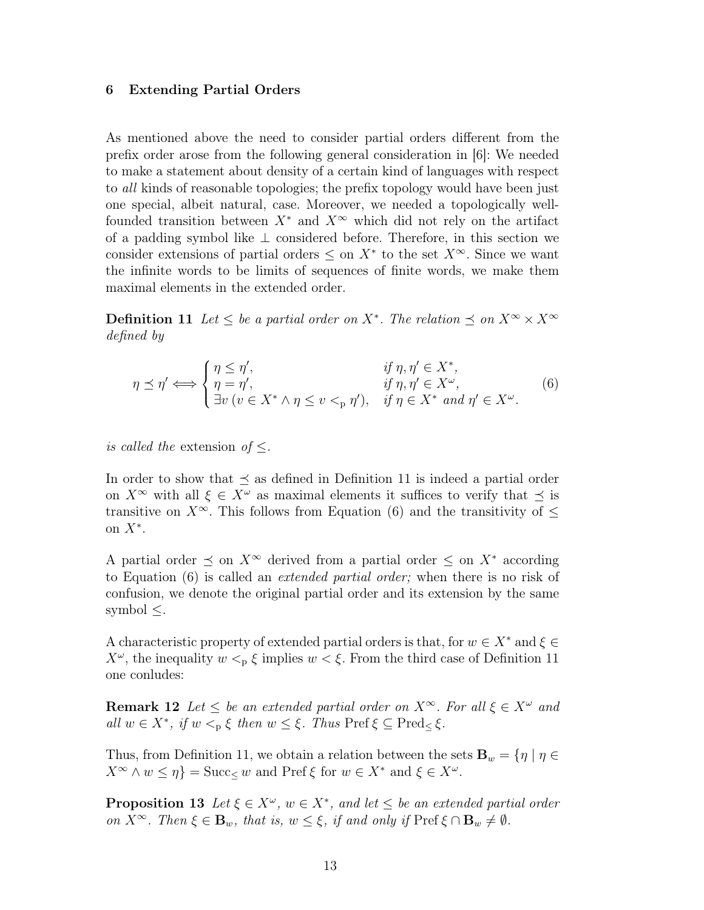## 6 Extending Partial Orders

As mentioned above the need to consider partial orders different from the prefix order arose from the following general consideration in [6]: We needed to make a statement about density of a certain kind of languages with respect to *all* kinds of reasonable topologies; the prefix topology would have been just one special, albeit natural, case. Moreover, we needed a topologically well-founded transition between $X^*$ and $X^\infty$ which did not rely on the artifact of a padding symbol like $\perp$ considered before. Therefore, in this section we consider extensions of partial orders $\leq$ on $X^*$ to the set $X^\infty$. Since we want the infinite words to be limits of sequences of finite words, we make them maximal elements in the extended order.

**Definition 11** *Let $\leq$ be a partial order on $X^*$. The relation $\preceq$ on $X^\infty \times X^\infty$ defined by*

$$\eta \preceq \eta' \iff \begin{cases} \eta \leq \eta', & \text{if } \eta, \eta' \in X^*, \\ \eta = \eta', & \text{if } \eta, \eta' \in X^\omega, \\ \exists v\, (v \in X^* \wedge \eta \leq v <_{\mathrm{p}} \eta'), & \text{if } \eta \in X^* \text{ and } \eta' \in X^\omega. \end{cases} \tag{6}$$

*is called the* extension *of $\leq$.*

In order to show that $\preceq$ as defined in Definition 11 is indeed a partial order on $X^\infty$ with all $\xi \in X^\omega$ as maximal elements it suffices to verify that $\preceq$ is transitive on $X^\infty$. This follows from Equation (6) and the transitivity of $\leq$ on $X^*$.

A partial order $\preceq$ on $X^\infty$ derived from a partial order $\leq$ on $X^*$ according to Equation (6) is called an *extended partial order;* when there is no risk of confusion, we denote the original partial order and its extension by the same symbol $\leq$.

A characteristic property of extended partial orders is that, for $w \in X^*$ and $\xi \in X^\omega$, the inequality $w <_{\mathrm{p}} \xi$ implies $w < \xi$. From the third case of Definition 11 one conludes:

**Remark 12** *Let $\leq$ be an extended partial order on $X^\infty$. For all $\xi \in X^\omega$ and all $w \in X^*$, if $w <_{\mathrm{p}} \xi$ then $w \leq \xi$. Thus $\operatorname{Pref} \xi \subseteq \operatorname{Pred}_{\leq} \xi$.*

Thus, from Definition 11, we obtain a relation between the sets $\mathbf{B}_w = \{\eta \mid \eta \in X^\infty \wedge w \leq \eta\} = \operatorname{Succ}_{\leq} w$ and $\operatorname{Pref} \xi$ for $w \in X^*$ and $\xi \in X^\omega$.

**Proposition 13** *Let $\xi \in X^\omega$, $w \in X^*$, and let $\leq$ be an extended partial order on $X^\infty$. Then $\xi \in \mathbf{B}_w$, that is, $w \leq \xi$, if and only if $\operatorname{Pref} \xi \cap \mathbf{B}_w \neq \emptyset$.*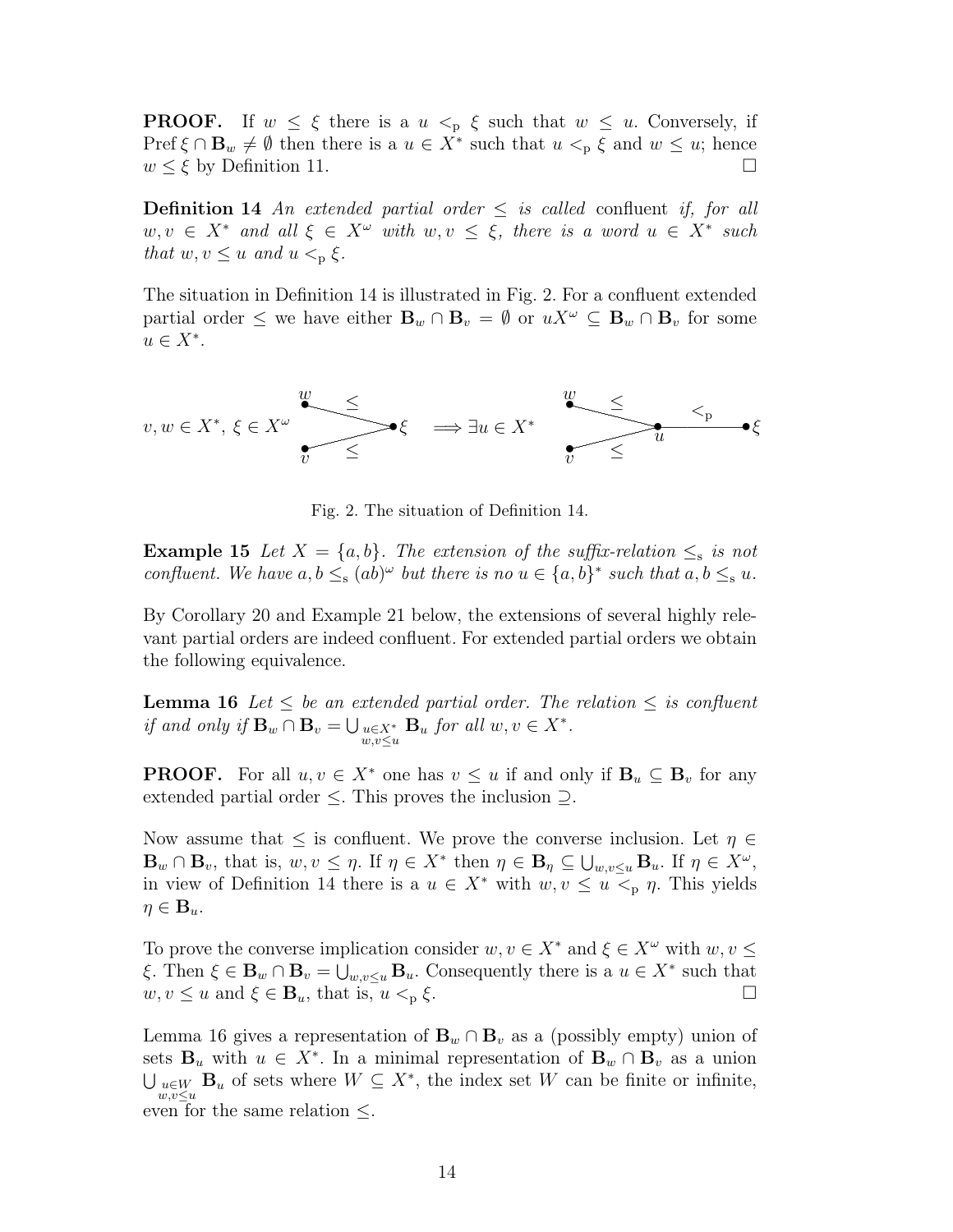**PROOF.** If $w \leq \xi$ there is a $u <_{\rm p} \xi$ such that $w \leq u$. Conversely, if $\operatorname{Pref} \xi \cap \mathbf{B}_w \neq \emptyset$ then there is a $u \in X^*$ such that $u <_{\rm p} \xi$ and $w \leq u$; hence $w \leq \xi$ by Definition 11. □

**Definition 14** *An extended partial order $\leq$ is called* confluent *if, for all $w, v \in X^*$ and all $\xi \in X^\omega$ with $w, v \leq \xi$, there is a word $u \in X^*$ such that $w, v \leq u$ and $u <_{\rm p} \xi$.*

The situation in Definition 14 is illustrated in Fig. 2. For a confluent extended partial order $\leq$ we have either $\mathbf{B}_w \cap \mathbf{B}_v = \emptyset$ or $uX^\omega \subseteq \mathbf{B}_w \cap \mathbf{B}_v$ for some $u \in X^*$.

$v, w \in X^*,\ \xi \in X^\omega$ — $w \leq \xi$, $v \leq \xi$ $\Longrightarrow \exists u \in X^*$ — $w \leq u$, $v \leq u$, $u <_{\rm p} \xi$

Fig. 2. The situation of Definition 14.

**Example 15** *Let $X = \{a, b\}$. The extension of the suffix-relation $\leq_{\rm s}$ is not confluent. We have $a, b \leq_{\rm s} (ab)^\omega$ but there is no $u \in \{a, b\}^*$ such that $a, b \leq_{\rm s} u$.*

By Corollary 20 and Example 21 below, the extensions of several highly relevant partial orders are indeed confluent. For extended partial orders we obtain the following equivalence.

**Lemma 16** *Let $\leq$ be an extended partial order. The relation $\leq$ is confluent if and only if $\mathbf{B}_w \cap \mathbf{B}_v = \bigcup_{\substack{u \in X^* \\ w,v \leq u}} \mathbf{B}_u$ for all $w, v \in X^*$.*

**PROOF.** For all $u, v \in X^*$ one has $v \leq u$ if and only if $\mathbf{B}_u \subseteq \mathbf{B}_v$ for any extended partial order $\leq$. This proves the inclusion $\supseteq$.

Now assume that $\leq$ is confluent. We prove the converse inclusion. Let $\eta \in \mathbf{B}_w \cap \mathbf{B}_v$, that is, $w, v \leq \eta$. If $\eta \in X^*$ then $\eta \in \mathbf{B}_\eta \subseteq \bigcup_{w,v \leq u} \mathbf{B}_u$. If $\eta \in X^\omega$, in view of Definition 14 there is a $u \in X^*$ with $w, v \leq u <_{\rm p} \eta$. This yields $\eta \in \mathbf{B}_u$.

To prove the converse implication consider $w, v \in X^*$ and $\xi \in X^\omega$ with $w, v \leq \xi$. Then $\xi \in \mathbf{B}_w \cap \mathbf{B}_v = \bigcup_{w,v \leq u} \mathbf{B}_u$. Consequently there is a $u \in X^*$ such that $w, v \leq u$ and $\xi \in \mathbf{B}_u$, that is, $u <_{\rm p} \xi$. □

Lemma 16 gives a representation of $\mathbf{B}_w \cap \mathbf{B}_v$ as a (possibly empty) union of sets $\mathbf{B}_u$ with $u \in X^*$. In a minimal representation of $\mathbf{B}_w \cap \mathbf{B}_v$ as a union $\bigcup_{\substack{u \in W \\ w,v \leq u}} \mathbf{B}_u$ of sets where $W \subseteq X^*$, the index set $W$ can be finite or infinite, even for the same relation $\leq$.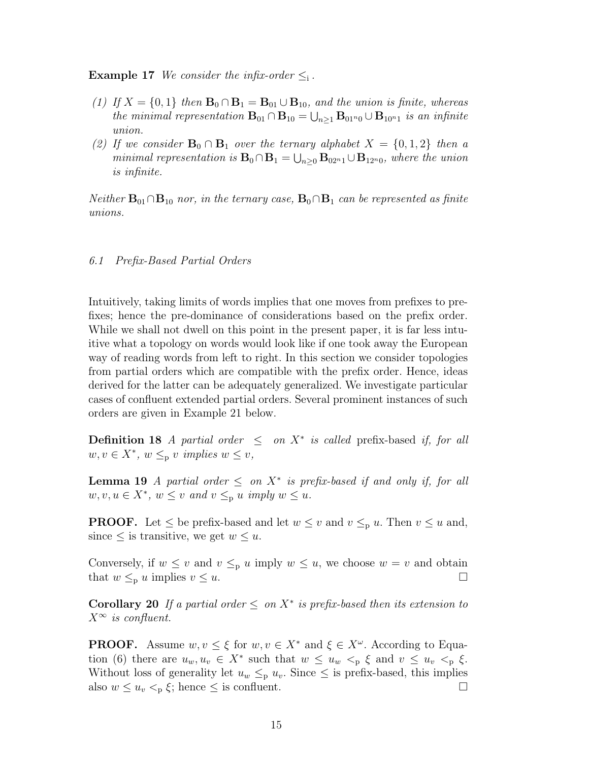**Example 17** *We consider the infix-order $\leq_{\mathrm{i}}$.*

*(1) If $X = \{0, 1\}$ then $\mathbf{B}_0 \cap \mathbf{B}_1 = \mathbf{B}_{01} \cup \mathbf{B}_{10}$, and the union is finite, whereas the minimal representation $\mathbf{B}_{01} \cap \mathbf{B}_{10} = \bigcup_{n \geq 1} \mathbf{B}_{01^n0} \cup \mathbf{B}_{10^n1}$ is an infinite union.*

*(2) If we consider $\mathbf{B}_0 \cap \mathbf{B}_1$ over the ternary alphabet $X = \{0, 1, 2\}$ then a minimal representation is $\mathbf{B}_0 \cap \mathbf{B}_1 = \bigcup_{n \geq 0} \mathbf{B}_{02^n1} \cup \mathbf{B}_{12^n0}$, where the union is infinite.*

*Neither $\mathbf{B}_{01} \cap \mathbf{B}_{10}$ nor, in the ternary case, $\mathbf{B}_0 \cap \mathbf{B}_1$ can be represented as finite unions.*

### *6.1 Prefix-Based Partial Orders*

Intuitively, taking limits of words implies that one moves from prefixes to prefixes; hence the pre-dominance of considerations based on the prefix order. While we shall not dwell on this point in the present paper, it is far less intuitive what a topology on words would look like if one took away the European way of reading words from left to right. In this section we consider topologies from partial orders which are compatible with the prefix order. Hence, ideas derived for the latter can be adequately generalized. We investigate particular cases of confluent extended partial orders. Several prominent instances of such orders are given in Example 21 below.

**Definition 18** *A partial order $\leq$ on $X^*$ is called* prefix-based *if, for all $w, v \in X^*$, $w \leq_{\mathrm{p}} v$ implies $w \leq v$,*

**Lemma 19** *A partial order $\leq$ on $X^*$ is prefix-based if and only if, for all $w, v, u \in X^*$, $w \leq v$ and $v \leq_{\mathrm{p}} u$ imply $w \leq u$.*

**PROOF.** Let $\leq$ be prefix-based and let $w \leq v$ and $v \leq_{\mathrm{p}} u$. Then $v \leq u$ and, since $\leq$ is transitive, we get $w \leq u$.

Conversely, if $w \leq v$ and $v \leq_{\mathrm{p}} u$ imply $w \leq u$, we choose $w = v$ and obtain that $w \leq_{\mathrm{p}} u$ implies $v \leq u$. $\square$

**Corollary 20** *If a partial order $\leq$ on $X^*$ is prefix-based then its extension to $X^\infty$ is confluent.*

**PROOF.** Assume $w, v \leq \xi$ for $w, v \in X^*$ and $\xi \in X^\omega$. According to Equation (6) there are $u_w, u_v \in X^*$ such that $w \leq u_w <_{\mathrm{p}} \xi$ and $v \leq u_v <_{\mathrm{p}} \xi$. Without loss of generality let $u_w \leq_{\mathrm{p}} u_v$. Since $\leq$ is prefix-based, this implies also $w \leq u_v <_{\mathrm{p}} \xi$; hence $\leq$ is confluent. $\square$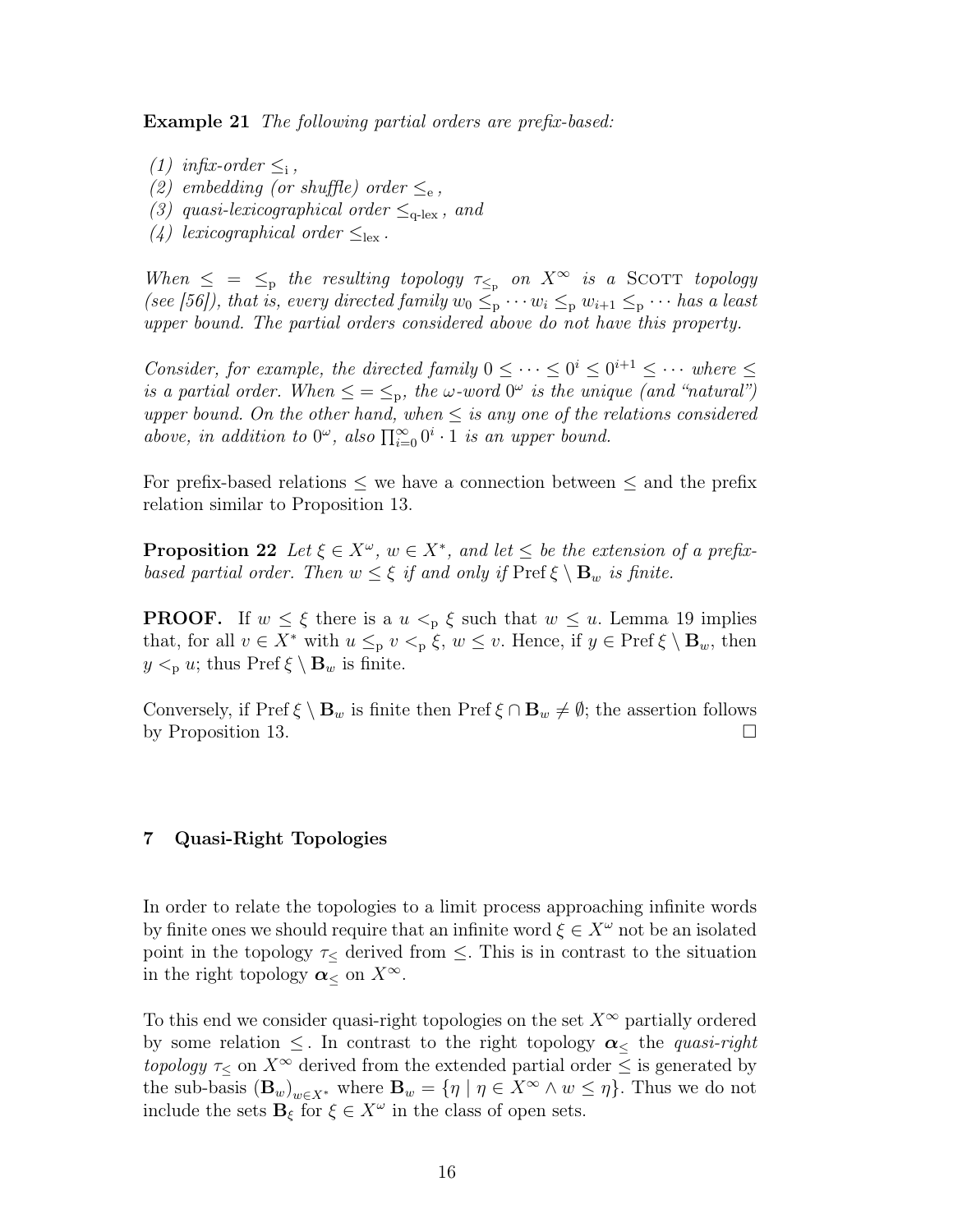**Example 21** *The following partial orders are prefix-based:*

*(1) infix-order* $\leq_{\mathrm{i}}$ *,*
*(2) embedding (or shuffle) order* $\leq_{\mathrm{e}}$ *,*
*(3) quasi-lexicographical order* $\leq_{\text{q-lex}}$ *, and*
*(4) lexicographical order* $\leq_{\text{lex}}$ *.*

*When* $\leq \; = \; \leq_{\mathrm{p}}$ *the resulting topology* $\tau_{\leq_{\mathrm{p}}}$ *on* $X^{\infty}$ *is a* SCOTT *topology (see [56]), that is, every directed family* $w_0 \leq_{\mathrm{p}} \cdots w_i \leq_{\mathrm{p}} w_{i+1} \leq_{\mathrm{p}} \cdots$ *has a least upper bound. The partial orders considered above do not have this property.*

*Consider, for example, the directed family* $0 \leq \cdots \leq 0^i \leq 0^{i+1} \leq \cdots$ *where* $\leq$ *is a partial order. When* $\leq = \leq_{\mathrm{p}}$*, the* $\omega$*-word* $0^{\omega}$ *is the unique (and "natural") upper bound. On the other hand, when* $\leq$ *is any one of the relations considered above, in addition to* $0^{\omega}$*, also* $\prod_{i=0}^{\infty} 0^i \cdot 1$ *is an upper bound.*

For prefix-based relations $\leq$ we have a connection between $\leq$ and the prefix relation similar to Proposition 13.

**Proposition 22** *Let* $\xi \in X^{\omega}$*,* $w \in X^*$*, and let* $\leq$ *be the extension of a prefix-based partial order. Then* $w \leq \xi$ *if and only if* $\operatorname{Pref} \xi \setminus \mathbf{B}_w$ *is finite.*

**PROOF.** If $w \leq \xi$ there is a $u <_{\mathrm{p}} \xi$ such that $w \leq u$. Lemma 19 implies that, for all $v \in X^*$ with $u \leq_{\mathrm{p}} v <_{\mathrm{p}} \xi$, $w \leq v$. Hence, if $y \in \operatorname{Pref} \xi \setminus \mathbf{B}_w$, then $y <_{\mathrm{p}} u$; thus $\operatorname{Pref} \xi \setminus \mathbf{B}_w$ is finite.

Conversely, if $\operatorname{Pref} \xi \setminus \mathbf{B}_w$ is finite then $\operatorname{Pref} \xi \cap \mathbf{B}_w \neq \emptyset$; the assertion follows by Proposition 13. □

## 7 Quasi-Right Topologies

In order to relate the topologies to a limit process approaching infinite words by finite ones we should require that an infinite word $\xi \in X^{\omega}$ not be an isolated point in the topology $\tau_{\leq}$ derived from $\leq$. This is in contrast to the situation in the right topology $\boldsymbol{\alpha}_{\leq}$ on $X^{\infty}$.

To this end we consider quasi-right topologies on the set $X^{\infty}$ partially ordered by some relation $\leq$. In contrast to the right topology $\boldsymbol{\alpha}_{\leq}$ the *quasi-right topology* $\tau_{\leq}$ on $X^{\infty}$ derived from the extended partial order $\leq$ is generated by the sub-basis $(\mathbf{B}_w)_{w \in X^*}$ where $\mathbf{B}_w = \{\eta \mid \eta \in X^{\infty} \wedge w \leq \eta\}$. Thus we do not include the sets $\mathbf{B}_{\xi}$ for $\xi \in X^{\omega}$ in the class of open sets.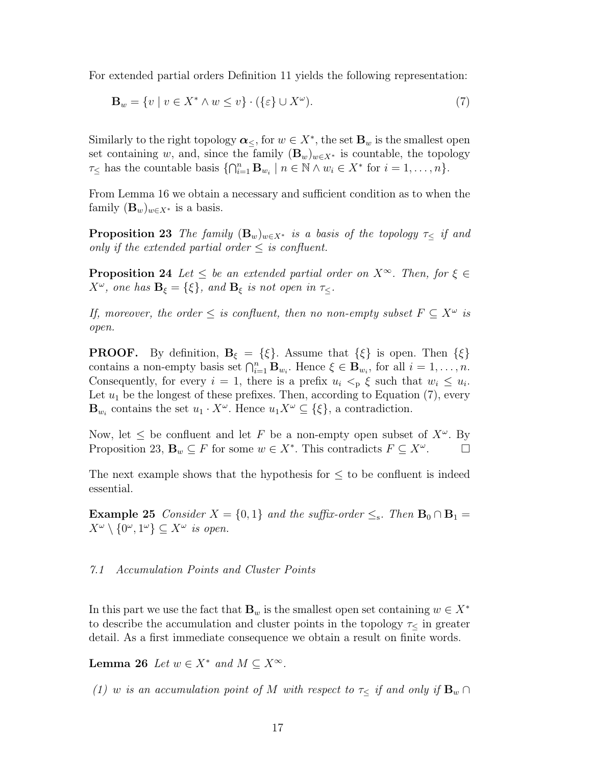For extended partial orders Definition 11 yields the following representation:

$$\mathbf{B}_w = \{v \mid v \in X^* \wedge w \leq v\} \cdot (\{\varepsilon\} \cup X^\omega). \tag{7}$$

Similarly to the right topology $\boldsymbol{\alpha}_\leq$, for $w \in X^*$, the set $\mathbf{B}_w$ is the smallest open set containing $w$, and, since the family $(\mathbf{B}_w)_{w \in X^*}$ is countable, the topology $\tau_\leq$ has the countable basis $\{\bigcap_{i=1}^n \mathbf{B}_{w_i} \mid n \in \mathbb{N} \wedge w_i \in X^* \text{ for } i = 1, \ldots, n\}$.

From Lemma 16 we obtain a necessary and sufficient condition as to when the family $(\mathbf{B}_w)_{w \in X^*}$ is a basis.

**Proposition 23** *The family $(\mathbf{B}_w)_{w \in X^*}$ is a basis of the topology $\tau_\leq$ if and only if the extended partial order $\leq$ is confluent.*

**Proposition 24** *Let $\leq$ be an extended partial order on $X^\infty$. Then, for $\xi \in X^\omega$, one has $\mathbf{B}_\xi = \{\xi\}$, and $\mathbf{B}_\xi$ is not open in $\tau_\leq$.*

*If, moreover, the order $\leq$ is confluent, then no non-empty subset $F \subseteq X^\omega$ is open.*

**PROOF.** By definition, $\mathbf{B}_\xi = \{\xi\}$. Assume that $\{\xi\}$ is open. Then $\{\xi\}$ contains a non-empty basis set $\bigcap_{i=1}^n \mathbf{B}_{w_i}$. Hence $\xi \in \mathbf{B}_{w_i}$, for all $i = 1, \ldots, n$. Consequently, for every $i = 1$, there is a prefix $u_i <_{\mathrm{p}} \xi$ such that $w_i \leq u_i$. Let $u_1$ be the longest of these prefixes. Then, according to Equation (7), every $\mathbf{B}_{w_i}$ contains the set $u_1 \cdot X^\omega$. Hence $u_1 X^\omega \subseteq \{\xi\}$, a contradiction.

Now, let $\leq$ be confluent and let $F$ be a non-empty open subset of $X^\omega$. By Proposition 23, $\mathbf{B}_w \subseteq F$ for some $w \in X^*$. This contradicts $F \subseteq X^\omega$. $\square$

The next example shows that the hypothesis for $\leq$ to be confluent is indeed essential.

**Example 25** *Consider $X = \{0, 1\}$ and the suffix-order $\leq_{\mathrm{s}}$. Then $\mathbf{B}_0 \cap \mathbf{B}_1 = X^\omega \setminus \{0^\omega, 1^\omega\} \subseteq X^\omega$ is open.*

### *7.1 Accumulation Points and Cluster Points*

In this part we use the fact that $\mathbf{B}_w$ is the smallest open set containing $w \in X^*$ to describe the accumulation and cluster points in the topology $\tau_\leq$ in greater detail. As a first immediate consequence we obtain a result on finite words.

**Lemma 26** *Let $w \in X^*$ and $M \subseteq X^\infty$.*

*(1) $w$ is an accumulation point of $M$ with respect to $\tau_\leq$ if and only if $\mathbf{B}_w \cap$*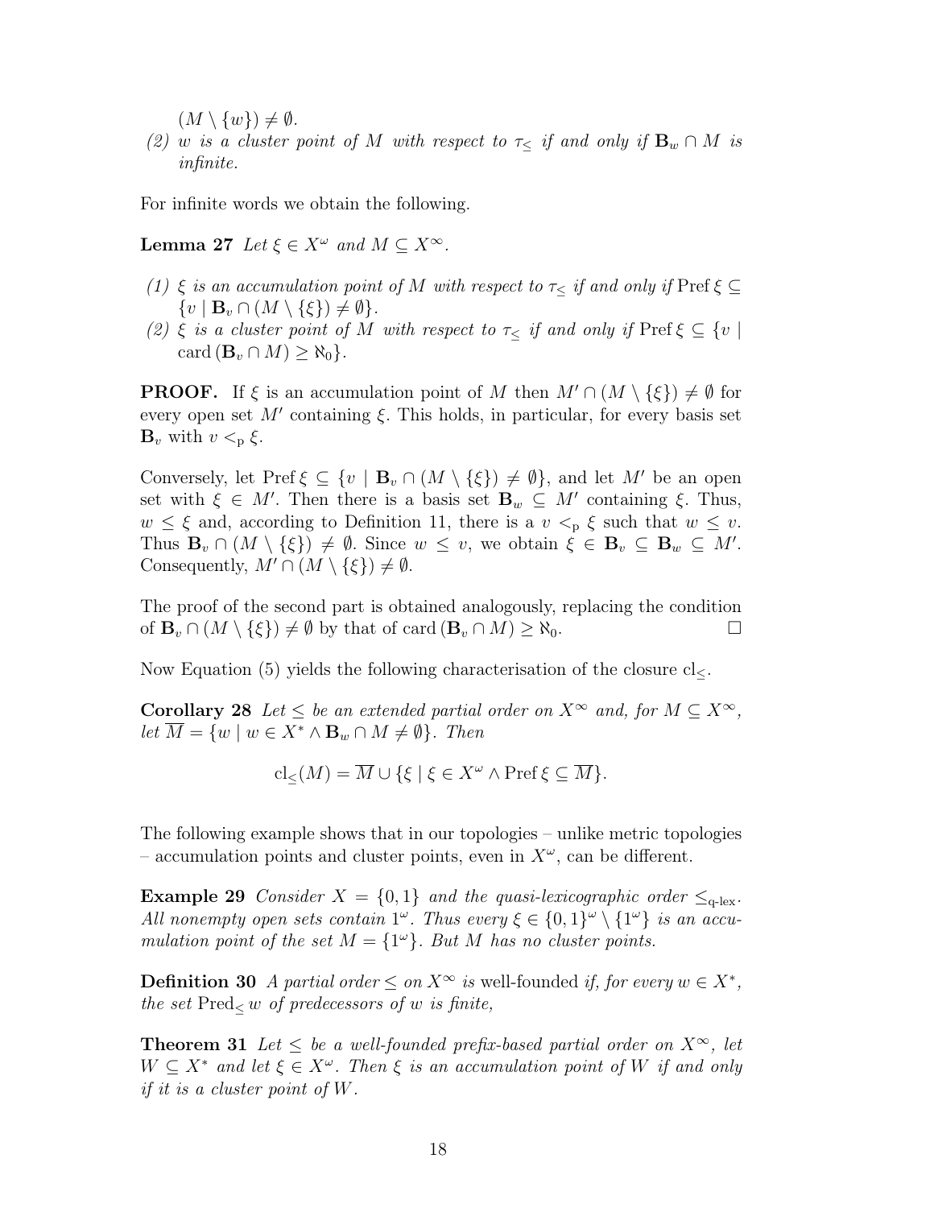$(M \setminus \{w\}) \neq \emptyset$.

(2) $w$ is a cluster point of $M$ with respect to $\tau_{\leq}$ if and only if $\mathbf{B}_w \cap M$ is infinite.

For infinite words we obtain the following.

**Lemma 27** *Let $\xi \in X^\omega$ and $M \subseteq X^\infty$.*

*(1) $\xi$ is an accumulation point of $M$ with respect to $\tau_{\leq}$ if and only if $\operatorname{Pref} \xi \subseteq \{v \mid \mathbf{B}_v \cap (M \setminus \{\xi\}) \neq \emptyset\}$.*

*(2) $\xi$ is a cluster point of $M$ with respect to $\tau_{\leq}$ if and only if $\operatorname{Pref} \xi \subseteq \{v \mid \operatorname{card}(\mathbf{B}_v \cap M) \geq \aleph_0\}$.*

**PROOF.** If $\xi$ is an accumulation point of $M$ then $M' \cap (M \setminus \{\xi\}) \neq \emptyset$ for every open set $M'$ containing $\xi$. This holds, in particular, for every basis set $\mathbf{B}_v$ with $v <_{\mathrm{p}} \xi$.

Conversely, let $\operatorname{Pref} \xi \subseteq \{v \mid \mathbf{B}_v \cap (M \setminus \{\xi\}) \neq \emptyset\}$, and let $M'$ be an open set with $\xi \in M'$. Then there is a basis set $\mathbf{B}_w \subseteq M'$ containing $\xi$. Thus, $w \leq \xi$ and, according to Definition 11, there is a $v <_{\mathrm{p}} \xi$ such that $w \leq v$. Thus $\mathbf{B}_v \cap (M \setminus \{\xi\}) \neq \emptyset$. Since $w \leq v$, we obtain $\xi \in \mathbf{B}_v \subseteq \mathbf{B}_w \subseteq M'$. Consequently, $M' \cap (M \setminus \{\xi\}) \neq \emptyset$.

The proof of the second part is obtained analogously, replacing the condition of $\mathbf{B}_v \cap (M \setminus \{\xi\}) \neq \emptyset$ by that of $\operatorname{card}(\mathbf{B}_v \cap M) \geq \aleph_0$. □

Now Equation (5) yields the following characterisation of the closure $\operatorname{cl}_{\leq}$.

**Corollary 28** *Let $\leq$ be an extended partial order on $X^\infty$ and, for $M \subseteq X^\infty$, let $\overline{M} = \{w \mid w \in X^* \wedge \mathbf{B}_w \cap M \neq \emptyset\}$. Then*

$$\operatorname{cl}_{\leq}(M) = \overline{M} \cup \{\xi \mid \xi \in X^\omega \wedge \operatorname{Pref} \xi \subseteq \overline{M}\}.$$

The following example shows that in our topologies – unlike metric topologies – accumulation points and cluster points, even in $X^\omega$, can be different.

**Example 29** *Consider $X = \{0, 1\}$ and the quasi-lexicographic order $\leq_{\text{q-lex}}$. All nonempty open sets contain $1^\omega$. Thus every $\xi \in \{0,1\}^\omega \setminus \{1^\omega\}$ is an accumulation point of the set $M = \{1^\omega\}$. But $M$ has no cluster points.*

**Definition 30** *A partial order $\leq$ on $X^\infty$ is* well-founded *if, for every $w \in X^*$, the set $\operatorname{Pred}_{\leq} w$ of predecessors of $w$ is finite,*

**Theorem 31** *Let $\leq$ be a well-founded prefix-based partial order on $X^\infty$, let $W \subseteq X^*$ and let $\xi \in X^\omega$. Then $\xi$ is an accumulation point of $W$ if and only if it is a cluster point of $W$.*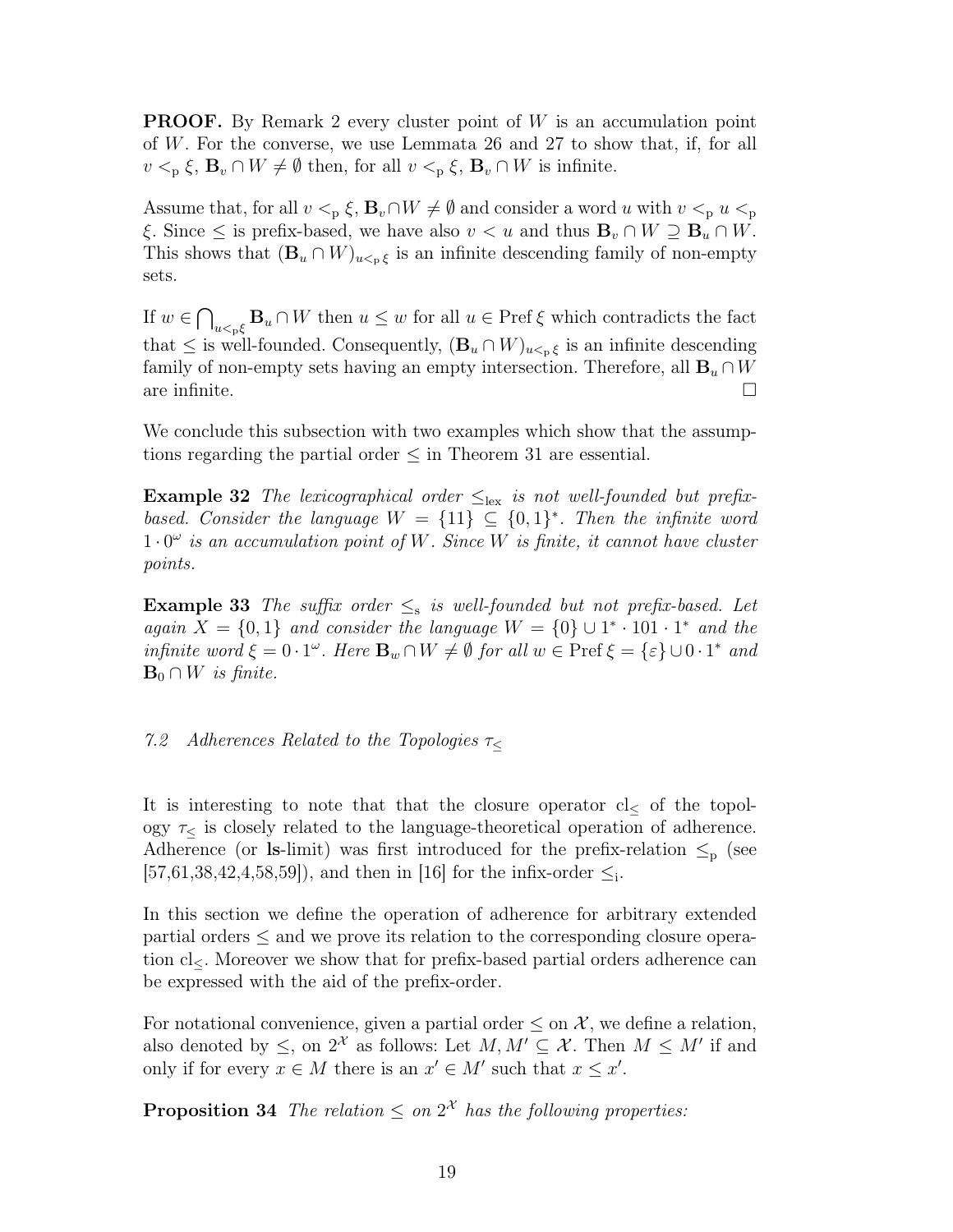**PROOF.** By Remark 2 every cluster point of $W$ is an accumulation point of $W$. For the converse, we use Lemmata 26 and 27 to show that, if, for all $v <_{\mathrm{p}} \xi$, $\mathbf{B}_v \cap W \neq \emptyset$ then, for all $v <_{\mathrm{p}} \xi$, $\mathbf{B}_v \cap W$ is infinite.

Assume that, for all $v <_{\mathrm{p}} \xi$, $\mathbf{B}_v \cap W \neq \emptyset$ and consider a word $u$ with $v <_{\mathrm{p}} u <_{\mathrm{p}} \xi$. Since $\leq$ is prefix-based, we have also $v < u$ and thus $\mathbf{B}_v \cap W \supseteq \mathbf{B}_u \cap W$. This shows that $(\mathbf{B}_u \cap W)_{u <_{\mathrm{p}} \xi}$ is an infinite descending family of non-empty sets.

If $w \in \bigcap_{u <_{\mathrm{p}} \xi} \mathbf{B}_u \cap W$ then $u \leq w$ for all $u \in \operatorname{Pref} \xi$ which contradicts the fact that $\leq$ is well-founded. Consequently, $(\mathbf{B}_u \cap W)_{u <_{\mathrm{p}} \xi}$ is an infinite descending family of non-empty sets having an empty intersection. Therefore, all $\mathbf{B}_u \cap W$ are infinite. □

We conclude this subsection with two examples which show that the assumptions regarding the partial order $\leq$ in Theorem 31 are essential.

**Example 32** *The lexicographical order $\leq_{\mathrm{lex}}$ is not well-founded but prefix-based. Consider the language $W = \{11\} \subseteq \{0,1\}^*$. Then the infinite word $1 \cdot 0^\omega$ is an accumulation point of $W$. Since $W$ is finite, it cannot have cluster points.*

**Example 33** *The suffix order $\leq_{\mathrm{s}}$ is well-founded but not prefix-based. Let again $X = \{0,1\}$ and consider the language $W = \{0\} \cup 1^* \cdot 101 \cdot 1^*$ and the infinite word $\xi = 0 \cdot 1^\omega$. Here $\mathbf{B}_w \cap W \neq \emptyset$ for all $w \in \operatorname{Pref} \xi = \{\varepsilon\} \cup 0 \cdot 1^*$ and $\mathbf{B}_0 \cap W$ is finite.*

### *7.2 Adherences Related to the Topologies $\tau_{\leq}$*

It is interesting to note that that the closure operator $\mathrm{cl}_{\leq}$ of the topology $\tau_{\leq}$ is closely related to the language-theoretical operation of adherence. Adherence (or **ls**-limit) was first introduced for the prefix-relation $\leq_{\mathrm{p}}$ (see [57,61,38,42,4,58,59]), and then in [16] for the infix-order $\leq_{\mathrm{i}}$.

In this section we define the operation of adherence for arbitrary extended partial orders $\leq$ and we prove its relation to the corresponding closure operation $\mathrm{cl}_{\leq}$. Moreover we show that for prefix-based partial orders adherence can be expressed with the aid of the prefix-order.

For notational convenience, given a partial order $\leq$ on $\mathcal{X}$, we define a relation, also denoted by $\leq$, on $2^{\mathcal{X}}$ as follows: Let $M, M' \subseteq \mathcal{X}$. Then $M \leq M'$ if and only if for every $x \in M$ there is an $x' \in M'$ such that $x \leq x'$.

**Proposition 34** *The relation $\leq$ on $2^{\mathcal{X}}$ has the following properties:*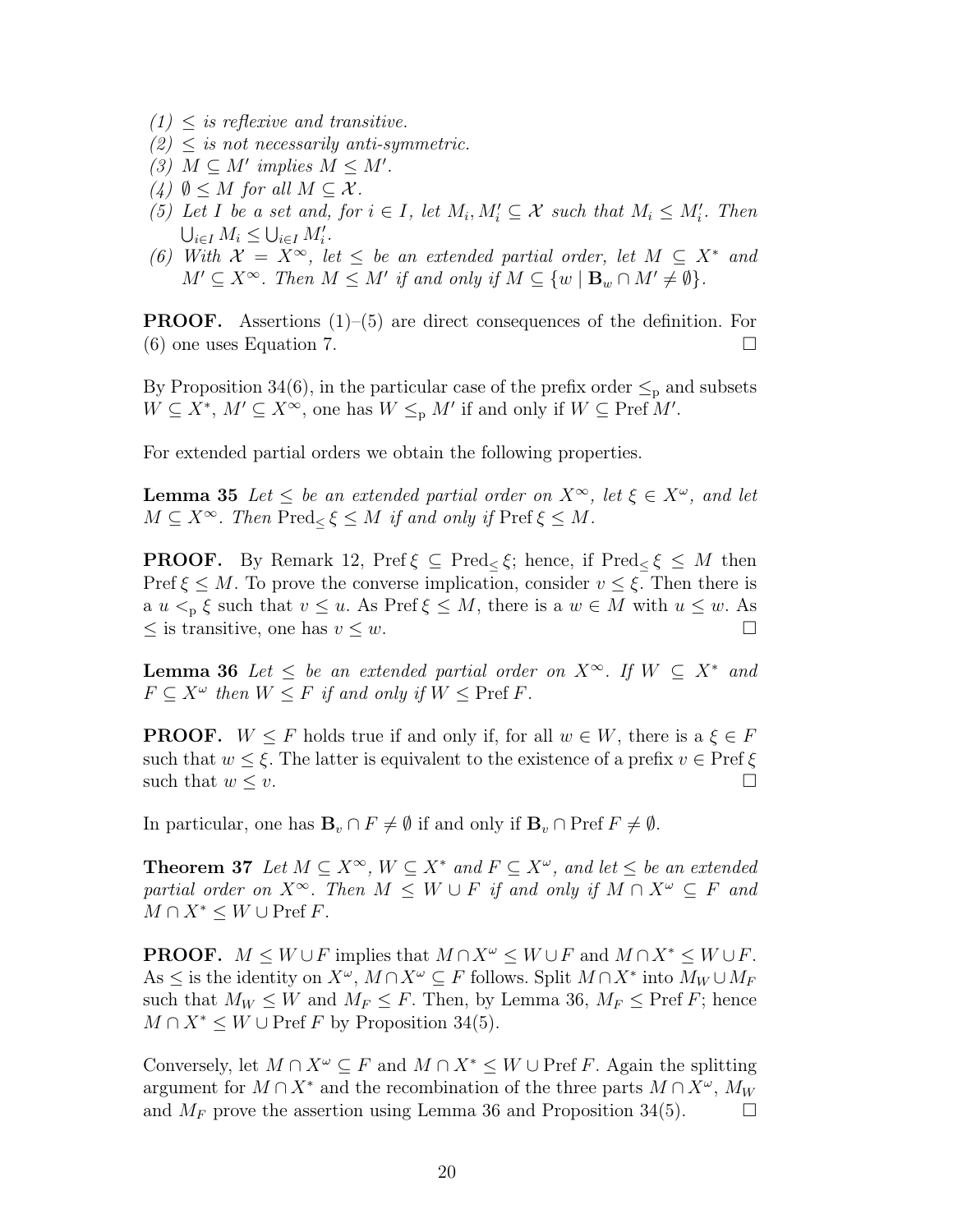*(1) $\leq$ is reflexive and transitive.*

*(2) $\leq$ is not necessarily anti-symmetric.*

*(3) $M \subseteq M'$ implies $M \leq M'$.*

*(4) $\emptyset \leq M$ for all $M \subseteq \mathcal{X}$.*

*(5) Let $I$ be a set and, for $i \in I$, let $M_i, M'_i \subseteq \mathcal{X}$ such that $M_i \leq M'_i$. Then $\bigcup_{i \in I} M_i \leq \bigcup_{i \in I} M'_i$.*

*(6) With $\mathcal{X} = X^\infty$, let $\leq$ be an extended partial order, let $M \subseteq X^*$ and $M' \subseteq X^\infty$. Then $M \leq M'$ if and only if $M \subseteq \{w \mid \mathbf{B}_w \cap M' \neq \emptyset\}$.*

**PROOF.** Assertions (1)–(5) are direct consequences of the definition. For (6) one uses Equation 7. □

By Proposition 34(6), in the particular case of the prefix order $\leq_{\mathrm{p}}$ and subsets $W \subseteq X^*$, $M' \subseteq X^\infty$, one has $W \leq_{\mathrm{p}} M'$ if and only if $W \subseteq \operatorname{Pref} M'$.

For extended partial orders we obtain the following properties.

**Lemma 35** *Let $\leq$ be an extended partial order on $X^\infty$, let $\xi \in X^\omega$, and let $M \subseteq X^\infty$. Then $\operatorname{Pred}_\leq \xi \leq M$ if and only if $\operatorname{Pref} \xi \leq M$.*

**PROOF.** By Remark 12, $\operatorname{Pref} \xi \subseteq \operatorname{Pred}_\leq \xi$; hence, if $\operatorname{Pred}_\leq \xi \leq M$ then $\operatorname{Pref} \xi \leq M$. To prove the converse implication, consider $v \leq \xi$. Then there is a $u <_{\mathrm{p}} \xi$ such that $v \leq u$. As $\operatorname{Pref} \xi \leq M$, there is a $w \in M$ with $u \leq w$. As $\leq$ is transitive, one has $v \leq w$. □

**Lemma 36** *Let $\leq$ be an extended partial order on $X^\infty$. If $W \subseteq X^*$ and $F \subseteq X^\omega$ then $W \leq F$ if and only if $W \leq \operatorname{Pref} F$.*

**PROOF.** $W \leq F$ holds true if and only if, for all $w \in W$, there is a $\xi \in F$ such that $w \leq \xi$. The latter is equivalent to the existence of a prefix $v \in \operatorname{Pref} \xi$ such that $w \leq v$. □

In particular, one has $\mathbf{B}_v \cap F \neq \emptyset$ if and only if $\mathbf{B}_v \cap \operatorname{Pref} F \neq \emptyset$.

**Theorem 37** *Let $M \subseteq X^\infty$, $W \subseteq X^*$ and $F \subseteq X^\omega$, and let $\leq$ be an extended partial order on $X^\infty$. Then $M \leq W \cup F$ if and only if $M \cap X^\omega \subseteq F$ and $M \cap X^* \leq W \cup \operatorname{Pref} F$.*

**PROOF.** $M \leq W \cup F$ implies that $M \cap X^\omega \leq W \cup F$ and $M \cap X^* \leq W \cup F$. As $\leq$ is the identity on $X^\omega$, $M \cap X^\omega \subseteq F$ follows. Split $M \cap X^*$ into $M_W \cup M_F$ such that $M_W \leq W$ and $M_F \leq F$. Then, by Lemma 36, $M_F \leq \operatorname{Pref} F$; hence $M \cap X^* \leq W \cup \operatorname{Pref} F$ by Proposition 34(5).

Conversely, let $M \cap X^\omega \subseteq F$ and $M \cap X^* \leq W \cup \operatorname{Pref} F$. Again the splitting argument for $M \cap X^*$ and the recombination of the three parts $M \cap X^\omega$, $M_W$ and $M_F$ prove the assertion using Lemma 36 and Proposition 34(5). □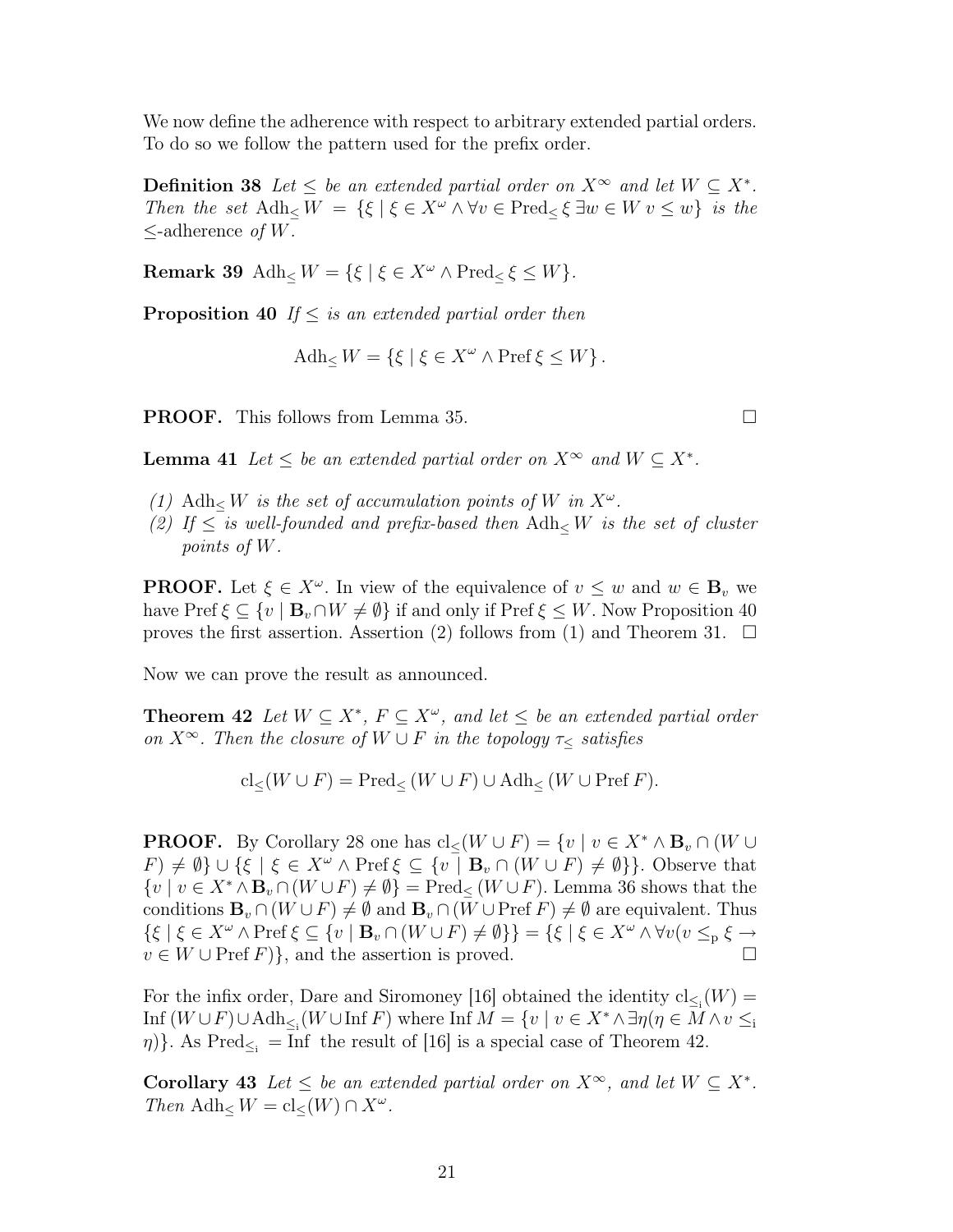We now define the adherence with respect to arbitrary extended partial orders. To do so we follow the pattern used for the prefix order.

**Definition 38** *Let $\leq$ be an extended partial order on $X^\infty$ and let $W \subseteq X^*$. Then the set $\mathrm{Adh}_{\leq} W = \{\xi \mid \xi \in X^\omega \wedge \forall v \in \mathrm{Pred}_{\leq} \xi\ \exists w \in W\ v \leq w\}$ is the* $\leq$-adherence *of $W$.*

**Remark 39** $\mathrm{Adh}_{\leq} W = \{\xi \mid \xi \in X^\omega \wedge \mathrm{Pred}_{\leq} \xi \leq W\}$.

**Proposition 40** *If $\leq$ is an extended partial order then*

$$\mathrm{Adh}_{\leq} W = \{\xi \mid \xi \in X^\omega \wedge \mathrm{Pref}\, \xi \leq W\}.$$

**PROOF.** This follows from Lemma 35. □

**Lemma 41** *Let $\leq$ be an extended partial order on $X^\infty$ and $W \subseteq X^*$.*

*(1) $\mathrm{Adh}_{\leq} W$ is the set of accumulation points of $W$ in $X^\omega$.*
*(2) If $\leq$ is well-founded and prefix-based then $\mathrm{Adh}_{\leq} W$ is the set of cluster points of $W$.*

**PROOF.** Let $\xi \in X^\omega$. In view of the equivalence of $v \leq w$ and $w \in \mathbf{B}_v$ we have $\mathrm{Pref}\, \xi \subseteq \{v \mid \mathbf{B}_v \cap W \neq \emptyset\}$ if and only if $\mathrm{Pref}\, \xi \leq W$. Now Proposition 40 proves the first assertion. Assertion (2) follows from (1) and Theorem 31. □

Now we can prove the result as announced.

**Theorem 42** *Let $W \subseteq X^*$, $F \subseteq X^\omega$, and let $\leq$ be an extended partial order on $X^\infty$. Then the closure of $W \cup F$ in the topology $\tau_{\leq}$ satisfies*

$$\mathrm{cl}_{\leq}(W \cup F) = \mathrm{Pred}_{\leq}(W \cup F) \cup \mathrm{Adh}_{\leq}(W \cup \mathrm{Pref}\, F).$$

**PROOF.** By Corollary 28 one has $\mathrm{cl}_{\leq}(W \cup F) = \{v \mid v \in X^* \wedge \mathbf{B}_v \cap (W \cup F) \neq \emptyset\} \cup \{\xi \mid \xi \in X^\omega \wedge \mathrm{Pref}\, \xi \subseteq \{v \mid \mathbf{B}_v \cap (W \cup F) \neq \emptyset\}\}$. Observe that $\{v \mid v \in X^* \wedge \mathbf{B}_v \cap (W \cup F) \neq \emptyset\} = \mathrm{Pred}_{\leq}(W \cup F)$. Lemma 36 shows that the conditions $\mathbf{B}_v \cap (W \cup F) \neq \emptyset$ and $\mathbf{B}_v \cap (W \cup \mathrm{Pref}\, F) \neq \emptyset$ are equivalent. Thus $\{\xi \mid \xi \in X^\omega \wedge \mathrm{Pref}\, \xi \subseteq \{v \mid \mathbf{B}_v \cap (W \cup F) \neq \emptyset\}\} = \{\xi \mid \xi \in X^\omega \wedge \forall v (v \leq_{\mathrm{p}} \xi \rightarrow v \in W \cup \mathrm{Pref}\, F)\}$, and the assertion is proved. □

For the infix order, Dare and Siromoney [16] obtained the identity $\mathrm{cl}_{\leq_{\mathrm{i}}}(W) = \mathrm{Inf}\,(W \cup F) \cup \mathrm{Adh}_{\leq_{\mathrm{i}}}(W \cup \mathrm{Inf}\, F)$ where $\mathrm{Inf}\, M = \{v \mid v \in X^* \wedge \exists \eta (\eta \in M \wedge v \leq_{\mathrm{i}} \eta)\}$. As $\mathrm{Pred}_{\leq_{\mathrm{i}}} = \mathrm{Inf}$ the result of [16] is a special case of Theorem 42.

**Corollary 43** *Let $\leq$ be an extended partial order on $X^\infty$, and let $W \subseteq X^*$. Then $\mathrm{Adh}_{\leq} W = \mathrm{cl}_{\leq}(W) \cap X^\omega$.*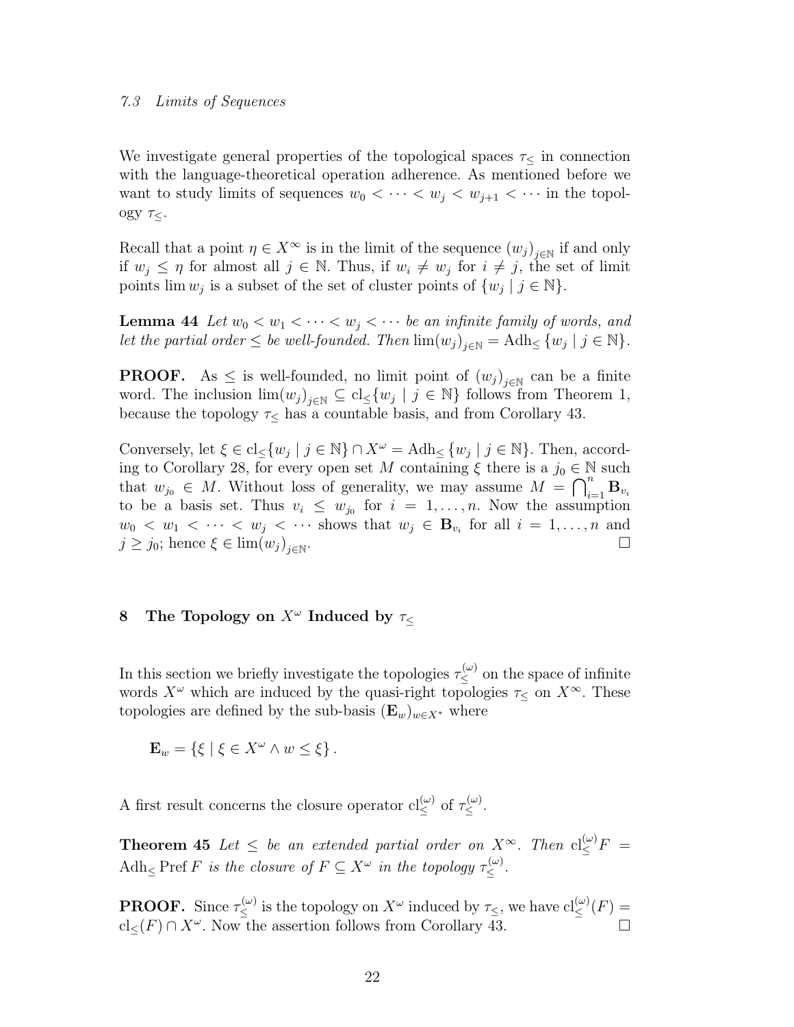### 7.3 Limits of Sequences

We investigate general properties of the topological spaces $\tau_\leq$ in connection with the language-theoretical operation adherence. As mentioned before we want to study limits of sequences $w_0 < \cdots < w_j < w_{j+1} < \cdots$ in the topology $\tau_\leq$.

Recall that a point $\eta \in X^\infty$ is in the limit of the sequence $(w_j)_{j\in\mathbb{N}}$ if and only if $w_j \leq \eta$ for almost all $j \in \mathbb{N}$. Thus, if $w_i \neq w_j$ for $i \neq j$, the set of limit points $\lim w_j$ is a subset of the set of cluster points of $\{w_j \mid j \in \mathbb{N}\}$.

**Lemma 44** *Let $w_0 < w_1 < \cdots < w_j < \cdots$ be an infinite family of words, and let the partial order $\leq$ be well-founded. Then $\lim(w_j)_{j\in\mathbb{N}} = \mathrm{Adh}_\leq \{w_j \mid j \in \mathbb{N}\}$.*

**PROOF.** As $\leq$ is well-founded, no limit point of $(w_j)_{j\in\mathbb{N}}$ can be a finite word. The inclusion $\lim(w_j)_{j\in\mathbb{N}} \subseteq \mathrm{cl}_\leq\{w_j \mid j \in \mathbb{N}\}$ follows from Theorem 1, because the topology $\tau_\leq$ has a countable basis, and from Corollary 43.

Conversely, let $\xi \in \mathrm{cl}_\leq\{w_j \mid j \in \mathbb{N}\} \cap X^\omega = \mathrm{Adh}_\leq \{w_j \mid j \in \mathbb{N}\}$. Then, according to Corollary 28, for every open set $M$ containing $\xi$ there is a $j_0 \in \mathbb{N}$ such that $w_{j_0} \in M$. Without loss of generality, we may assume $M = \bigcap_{i=1}^n \mathbf{B}_{v_i}$ to be a basis set. Thus $v_i \leq w_{j_0}$ for $i = 1, \ldots, n$. Now the assumption $w_0 < w_1 < \cdots < w_j < \cdots$ shows that $w_j \in \mathbf{B}_{v_i}$ for all $i = 1, \ldots, n$ and $j \geq j_0$; hence $\xi \in \lim(w_j)_{j\in\mathbb{N}}$. □

## 8 The Topology on $X^\omega$ Induced by $\tau_\leq$

In this section we briefly investigate the topologies $\tau_\leq^{(\omega)}$ on the space of infinite words $X^\omega$ which are induced by the quasi-right topologies $\tau_\leq$ on $X^\infty$. These topologies are defined by the sub-basis $(\mathbf{E}_w)_{w\in X^*}$ where

$$\mathbf{E}_w = \{\xi \mid \xi \in X^\omega \wedge w \leq \xi\}.$$

A first result concerns the closure operator $\mathrm{cl}_\leq^{(\omega)}$ of $\tau_\leq^{(\omega)}$.

**Theorem 45** *Let $\leq$ be an extended partial order on $X^\infty$. Then $\mathrm{cl}_\leq^{(\omega)} F = \mathrm{Adh}_\leq \mathrm{Pref}\, F$ is the closure of $F \subseteq X^\omega$ in the topology $\tau_\leq^{(\omega)}$.*

**PROOF.** Since $\tau_\leq^{(\omega)}$ is the topology on $X^\omega$ induced by $\tau_\leq$, we have $\mathrm{cl}_\leq^{(\omega)}(F) = \mathrm{cl}_\leq(F) \cap X^\omega$. Now the assertion follows from Corollary 43. □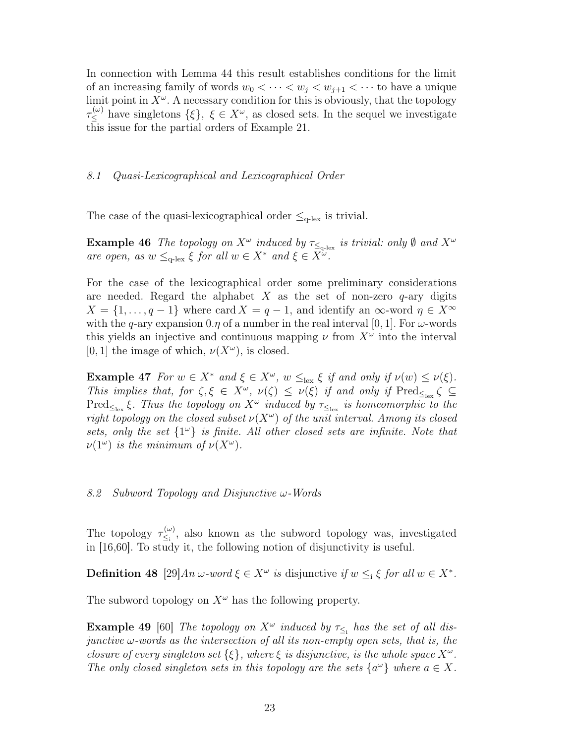In connection with Lemma 44 this result establishes conditions for the limit of an increasing family of words $w_0 < \cdots < w_j < w_{j+1} < \cdots$ to have a unique limit point in $X^\omega$. A necessary condition for this is obviously, that the topology $\tau_{\leq}^{(\omega)}$ have singletons $\{\xi\}$, $\xi \in X^\omega$, as closed sets. In the sequel we investigate this issue for the partial orders of Example 21.

### 8.1 Quasi-Lexicographical and Lexicographical Order

The case of the quasi-lexicographical order $\leq_{\text{q-lex}}$ is trivial.

**Example 46** *The topology on $X^\omega$ induced by $\tau_{\leq_{\text{q-lex}}}$ is trivial: only $\emptyset$ and $X^\omega$ are open, as $w \leq_{\text{q-lex}} \xi$ for all $w \in X^*$ and $\xi \in X^\omega$.*

For the case of the lexicographical order some preliminary considerations are needed. Regard the alphabet $X$ as the set of non-zero $q$-ary digits $X = \{1, \ldots, q-1\}$ where $\operatorname{card} X = q - 1$, and identify an $\infty$-word $\eta \in X^\infty$ with the $q$-ary expansion $0.\eta$ of a number in the real interval $[0, 1]$. For $\omega$-words this yields an injective and continuous mapping $\nu$ from $X^\omega$ into the interval $[0, 1]$ the image of which, $\nu(X^\omega)$, is closed.

**Example 47** *For $w \in X^*$ and $\xi \in X^\omega$, $w \leq_{\text{lex}} \xi$ if and only if $\nu(w) \leq \nu(\xi)$. This implies that, for $\zeta, \xi \in X^\omega$, $\nu(\zeta) \leq \nu(\xi)$ if and only if $\operatorname{Pred}_{\leq_{\text{lex}}} \zeta \subseteq \operatorname{Pred}_{\leq_{\text{lex}}} \xi$. Thus the topology on $X^\omega$ induced by $\tau_{\leq_{\text{lex}}}$ is homeomorphic to the right topology on the closed subset $\nu(X^\omega)$ of the unit interval. Among its closed sets, only the set $\{1^\omega\}$ is finite. All other closed sets are infinite. Note that $\nu(1^\omega)$ is the minimum of $\nu(X^\omega)$.*

### 8.2 Subword Topology and Disjunctive $\omega$-Words

The topology $\tau_{\leq_{\text{i}}}^{(\omega)}$, also known as the subword topology was, investigated in [16,60]. To study it, the following notion of disjunctivity is useful.

**Definition 48** [29]*An $\omega$-word $\xi \in X^\omega$ is* disjunctive *if $w \leq_{\text{i}} \xi$ for all $w \in X^*$.*

The subword topology on $X^\omega$ has the following property.

**Example 49** [60] *The topology on $X^\omega$ induced by $\tau_{\leq_{\text{i}}}$ has the set of all disjunctive $\omega$-words as the intersection of all its non-empty open sets, that is, the closure of every singleton set $\{\xi\}$, where $\xi$ is disjunctive, is the whole space $X^\omega$. The only closed singleton sets in this topology are the sets $\{a^\omega\}$ where $a \in X$.*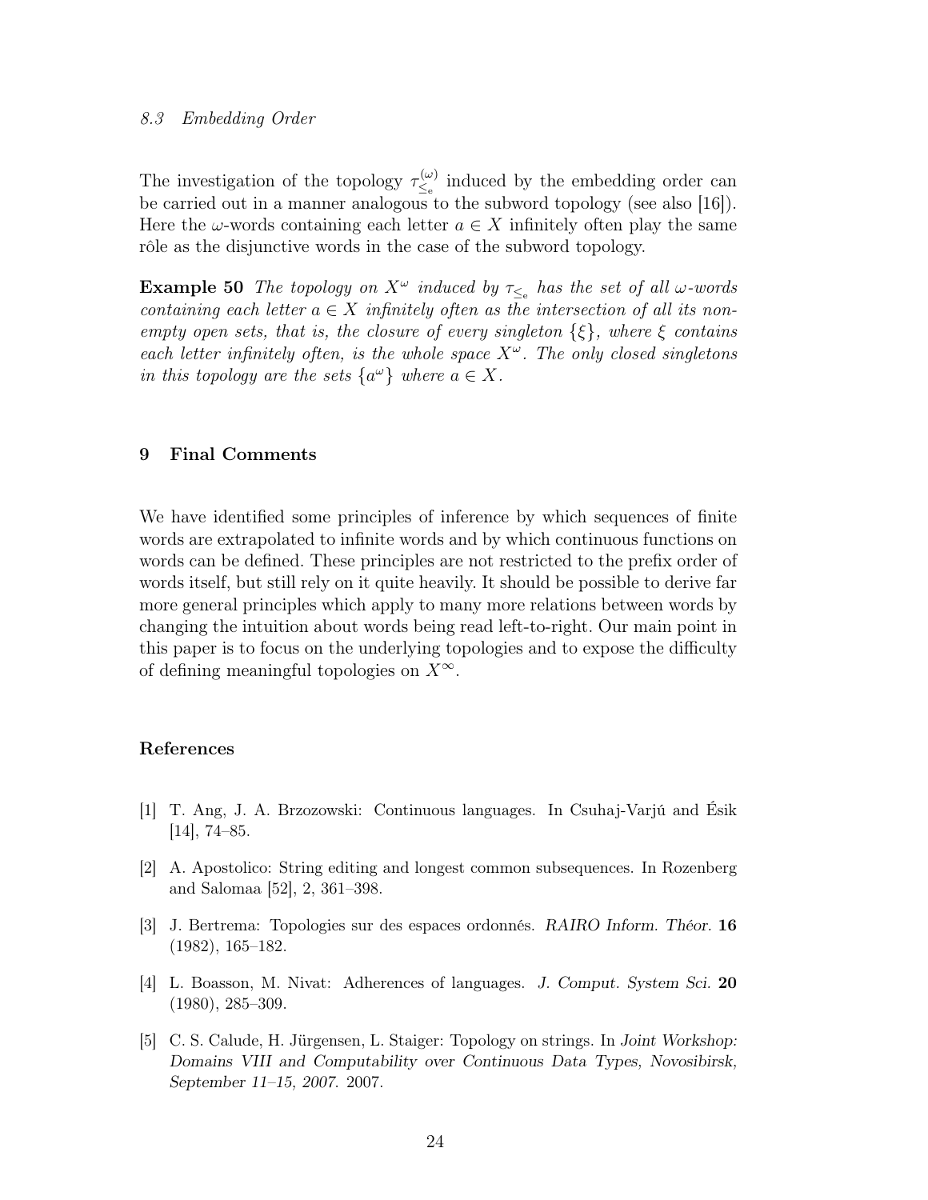### 8.3 Embedding Order

The investigation of the topology $\tau^{(\omega)}_{\leq_e}$ induced by the embedding order can be carried out in a manner analogous to the subword topology (see also [16]). Here the $\omega$-words containing each letter $a \in X$ infinitely often play the same rôle as the disjunctive words in the case of the subword topology.

**Example 50** *The topology on $X^\omega$ induced by $\tau_{\leq_e}$ has the set of all $\omega$-words containing each letter $a \in X$ infinitely often as the intersection of all its non-empty open sets, that is, the closure of every singleton $\{\xi\}$, where $\xi$ contains each letter infinitely often, is the whole space $X^\omega$. The only closed singletons in this topology are the sets $\{a^\omega\}$ where $a \in X$.*

## 9 Final Comments

We have identified some principles of inference by which sequences of finite words are extrapolated to infinite words and by which continuous functions on words can be defined. These principles are not restricted to the prefix order of words itself, but still rely on it quite heavily. It should be possible to derive far more general principles which apply to many more relations between words by changing the intuition about words being read left-to-right. Our main point in this paper is to focus on the underlying topologies and to expose the difficulty of defining meaningful topologies on $X^\infty$.

## References

[1] T. Ang, J. A. Brzozowski: Continuous languages. In Csuhaj-Varjú and Ésik [14], 74–85.

[2] A. Apostolico: String editing and longest common subsequences. In Rozenberg and Salomaa [52], 2, 361–398.

[3] J. Bertrema: Topologies sur des espaces ordonnés. *RAIRO Inform. Théor.* **16** (1982), 165–182.

[4] L. Boasson, M. Nivat: Adherences of languages. *J. Comput. System Sci.* **20** (1980), 285–309.

[5] C. S. Calude, H. Jürgensen, L. Staiger: Topology on strings. In *Joint Workshop: Domains VIII and Computability over Continuous Data Types, Novosibirsk, September 11–15, 2007.* 2007.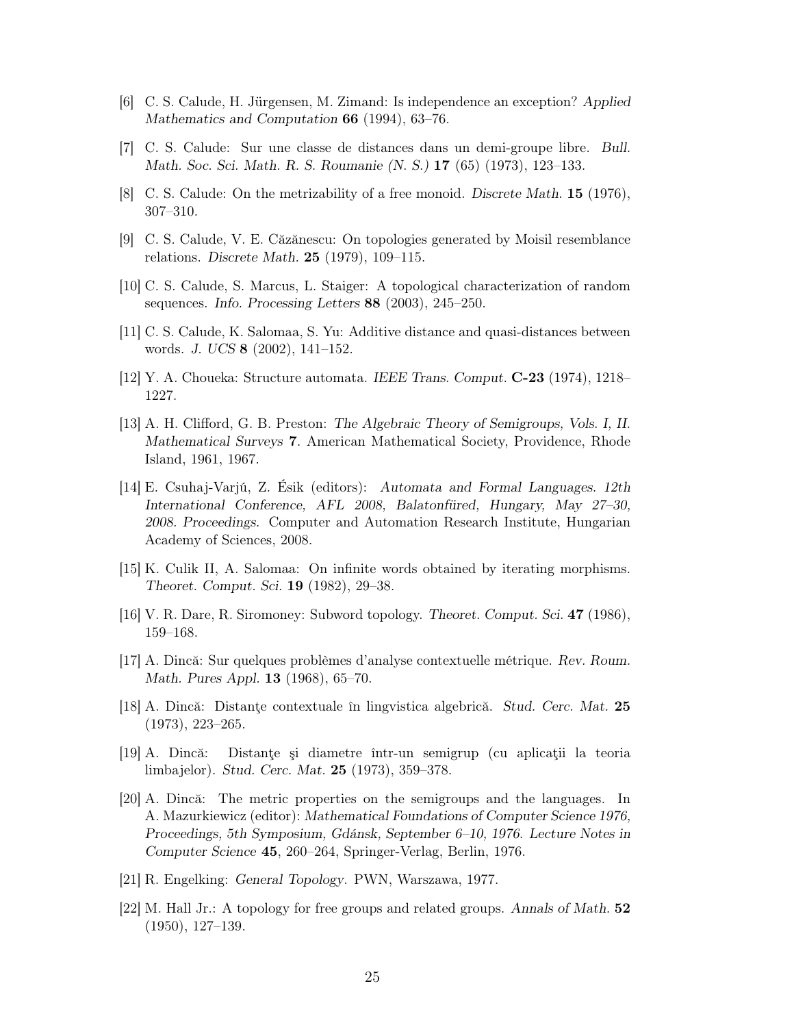[6] C. S. Calude, H. Jürgensen, M. Zimand: Is independence an exception? *Applied Mathematics and Computation* **66** (1994), 63–76.

[7] C. S. Calude: Sur une classe de distances dans un demi-groupe libre. *Bull. Math. Soc. Sci. Math. R. S. Roumanie (N. S.)* **17** (65) (1973), 123–133.

[8] C. S. Calude: On the metrizability of a free monoid. *Discrete Math.* **15** (1976), 307–310.

[9] C. S. Calude, V. E. Căzănescu: On topologies generated by Moisil resemblance relations. *Discrete Math.* **25** (1979), 109–115.

[10] C. S. Calude, S. Marcus, L. Staiger: A topological characterization of random sequences. *Info. Processing Letters* **88** (2003), 245–250.

[11] C. S. Calude, K. Salomaa, S. Yu: Additive distance and quasi-distances between words. *J. UCS* **8** (2002), 141–152.

[12] Y. A. Choueka: Structure automata. *IEEE Trans. Comput.* **C-23** (1974), 1218–1227.

[13] A. H. Clifford, G. B. Preston: *The Algebraic Theory of Semigroups, Vols. I, II. Mathematical Surveys* **7**. American Mathematical Society, Providence, Rhode Island, 1961, 1967.

[14] E. Csuhaj-Varjú, Z. Ésik (editors): *Automata and Formal Languages. 12th International Conference, AFL 2008, Balatonfüred, Hungary, May 27–30, 2008. Proceedings*. Computer and Automation Research Institute, Hungarian Academy of Sciences, 2008.

[15] K. Culik II, A. Salomaa: On infinite words obtained by iterating morphisms. *Theoret. Comput. Sci.* **19** (1982), 29–38.

[16] V. R. Dare, R. Siromoney: Subword topology. *Theoret. Comput. Sci.* **47** (1986), 159–168.

[17] A. Dincă: Sur quelques problèmes d'analyse contextuelle métrique. *Rev. Roum. Math. Pures Appl.* **13** (1968), 65–70.

[18] A. Dincă: Distanţe contextuale în lingvistica algebrică. *Stud. Cerc. Mat.* **25** (1973), 223–265.

[19] A. Dincă: Distanţe şi diametre într-un semigrup (cu aplicaţii la teoria limbajelor). *Stud. Cerc. Mat.* **25** (1973), 359–378.

[20] A. Dincă: The metric properties on the semigroups and the languages. In A. Mazurkiewicz (editor): *Mathematical Foundations of Computer Science 1976, Proceedings, 5th Symposium, Gdánsk, September 6–10, 1976. Lecture Notes in Computer Science* **45**, 260–264, Springer-Verlag, Berlin, 1976.

[21] R. Engelking: *General Topology*. PWN, Warszawa, 1977.

[22] M. Hall Jr.: A topology for free groups and related groups. *Annals of Math.* **52** (1950), 127–139.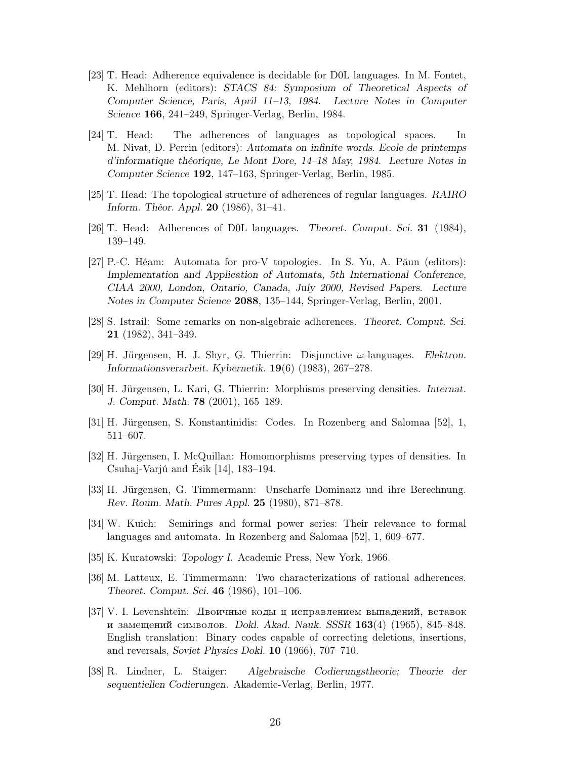[23] T. Head: Adherence equivalence is decidable for D0L languages. In M. Fontet, K. Mehlhorn (editors): *STACS 84: Symposium of Theoretical Aspects of Computer Science, Paris, April 11–13, 1984. Lecture Notes in Computer Science* **166**, 241–249, Springer-Verlag, Berlin, 1984.

[24] T. Head: The adherences of languages as topological spaces. In M. Nivat, D. Perrin (editors): *Automata on infinite words. Ecole de printemps d'informatique théorique, Le Mont Dore, 14–18 May, 1984. Lecture Notes in Computer Science* **192**, 147–163, Springer-Verlag, Berlin, 1985.

[25] T. Head: The topological structure of adherences of regular languages. *RAIRO Inform. Théor. Appl.* **20** (1986), 31–41.

[26] T. Head: Adherences of D0L languages. *Theoret. Comput. Sci.* **31** (1984), 139–149.

[27] P.-C. Héam: Automata for pro-V topologies. In S. Yu, A. Păun (editors): *Implementation and Application of Automata, 5th International Conference, CIAA 2000, London, Ontario, Canada, July 2000, Revised Papers. Lecture Notes in Computer Science* **2088**, 135–144, Springer-Verlag, Berlin, 2001.

[28] S. Istrail: Some remarks on non-algebraic adherences. *Theoret. Comput. Sci.* **21** (1982), 341–349.

[29] H. Jürgensen, H. J. Shyr, G. Thierrin: Disjunctive $\omega$-languages. *Elektron. Informationsverarbeit. Kybernetik.* **19**(6) (1983), 267–278.

[30] H. Jürgensen, L. Kari, G. Thierrin: Morphisms preserving densities. *Internat. J. Comput. Math.* **78** (2001), 165–189.

[31] H. Jürgensen, S. Konstantinidis: Codes. In Rozenberg and Salomaa [52], 1, 511–607.

[32] H. Jürgensen, I. McQuillan: Homomorphisms preserving types of densities. In Csuhaj-Varjú and Ésik [14], 183–194.

[33] H. Jürgensen, G. Timmermann: Unscharfe Dominanz und ihre Berechnung. *Rev. Roum. Math. Pures Appl.* **25** (1980), 871–878.

[34] W. Kuich: Semirings and formal power series: Their relevance to formal languages and automata. In Rozenberg and Salomaa [52], 1, 609–677.

[35] K. Kuratowski: *Topology I.* Academic Press, New York, 1966.

[36] M. Latteux, E. Timmermann: Two characterizations of rational adherences. *Theoret. Comput. Sci.* **46** (1986), 101–106.

[37] V. I. Levenshtein: Двоичные коды ц исправлением выпадений, вставок и замещений символов. *Dokl. Akad. Nauk. SSSR* **163**(4) (1965), 845–848. English translation: Binary codes capable of correcting deletions, insertions, and reversals, *Soviet Physics Dokl.* **10** (1966), 707–710.

[38] R. Lindner, L. Staiger: *Algebraische Codierungstheorie; Theorie der sequentiellen Codierungen.* Akademie-Verlag, Berlin, 1977.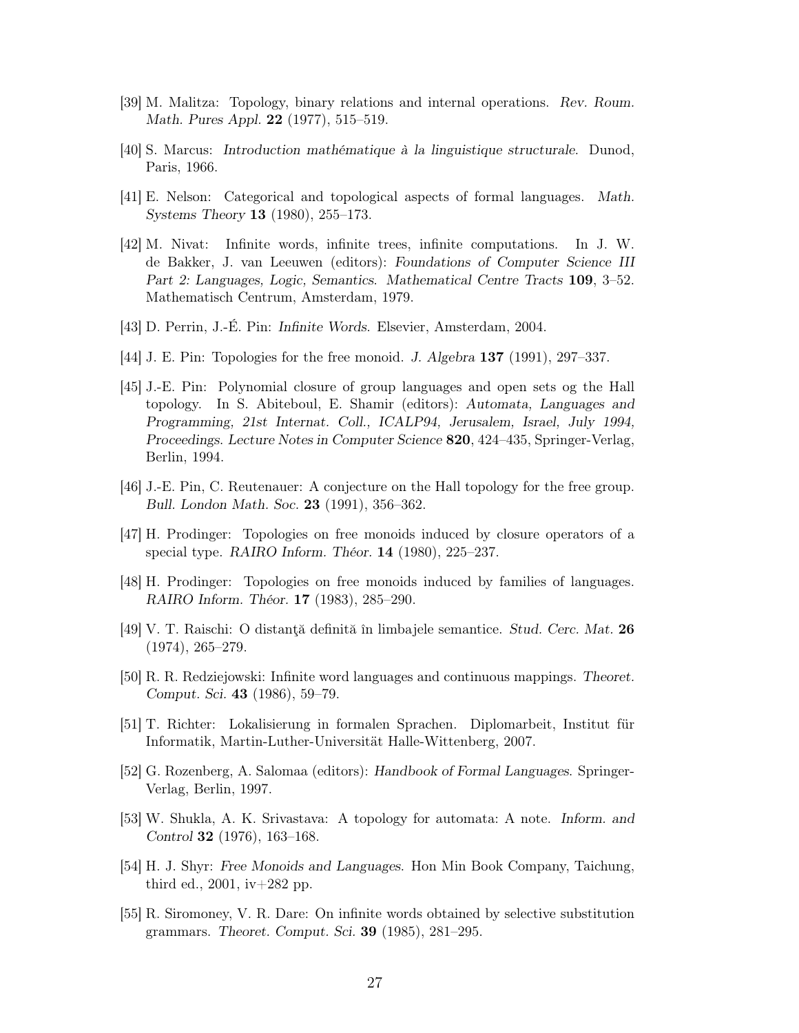[39] M. Malitza: Topology, binary relations and internal operations. *Rev. Roum. Math. Pures Appl.* **22** (1977), 515–519.

[40] S. Marcus: *Introduction mathématique à la linguistique structurale*. Dunod, Paris, 1966.

[41] E. Nelson: Categorical and topological aspects of formal languages. *Math. Systems Theory* **13** (1980), 255–173.

[42] M. Nivat: Infinite words, infinite trees, infinite computations. In J. W. de Bakker, J. van Leeuwen (editors): *Foundations of Computer Science III Part 2: Languages, Logic, Semantics*. *Mathematical Centre Tracts* **109**, 3–52. Mathematisch Centrum, Amsterdam, 1979.

[43] D. Perrin, J.-É. Pin: *Infinite Words*. Elsevier, Amsterdam, 2004.

[44] J. E. Pin: Topologies for the free monoid. *J. Algebra* **137** (1991), 297–337.

[45] J.-E. Pin: Polynomial closure of group languages and open sets og the Hall topology. In S. Abiteboul, E. Shamir (editors): *Automata, Languages and Programming, 21st Internat. Coll., ICALP94, Jerusalem, Israel, July 1994, Proceedings*. *Lecture Notes in Computer Science* **820**, 424–435, Springer-Verlag, Berlin, 1994.

[46] J.-E. Pin, C. Reutenauer: A conjecture on the Hall topology for the free group. *Bull. London Math. Soc.* **23** (1991), 356–362.

[47] H. Prodinger: Topologies on free monoids induced by closure operators of a special type. *RAIRO Inform. Théor.* **14** (1980), 225–237.

[48] H. Prodinger: Topologies on free monoids induced by families of languages. *RAIRO Inform. Théor.* **17** (1983), 285–290.

[49] V. T. Raischi: O distanţă definită în limbajele semantice. *Stud. Cerc. Mat.* **26** (1974), 265–279.

[50] R. R. Redziejowski: Infinite word languages and continuous mappings. *Theoret. Comput. Sci.* **43** (1986), 59–79.

[51] T. Richter: Lokalisierung in formalen Sprachen. Diplomarbeit, Institut für Informatik, Martin-Luther-Universität Halle-Wittenberg, 2007.

[52] G. Rozenberg, A. Salomaa (editors): *Handbook of Formal Languages*. Springer-Verlag, Berlin, 1997.

[53] W. Shukla, A. K. Srivastava: A topology for automata: A note. *Inform. and Control* **32** (1976), 163–168.

[54] H. J. Shyr: *Free Monoids and Languages*. Hon Min Book Company, Taichung, third ed., 2001, iv+282 pp.

[55] R. Siromoney, V. R. Dare: On infinite words obtained by selective substitution grammars. *Theoret. Comput. Sci.* **39** (1985), 281–295.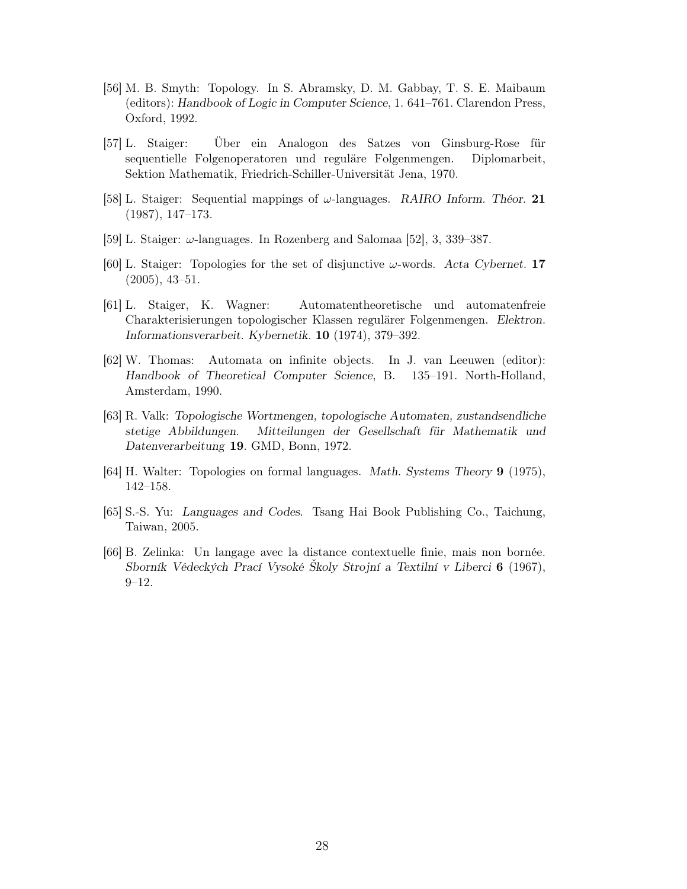[56] M. B. Smyth: Topology. In S. Abramsky, D. M. Gabbay, T. S. E. Maibaum (editors): *Handbook of Logic in Computer Science*, 1. 641–761. Clarendon Press, Oxford, 1992.

[57] L. Staiger: Über ein Analogon des Satzes von Ginsburg-Rose für sequentielle Folgenoperatoren und reguläre Folgenmengen. Diplomarbeit, Sektion Mathematik, Friedrich-Schiller-Universität Jena, 1970.

[58] L. Staiger: Sequential mappings of $\omega$-languages. *RAIRO Inform. Théor.* **21** (1987), 147–173.

[59] L. Staiger: $\omega$-languages. In Rozenberg and Salomaa [52], 3, 339–387.

[60] L. Staiger: Topologies for the set of disjunctive $\omega$-words. *Acta Cybernet.* **17** (2005), 43–51.

[61] L. Staiger, K. Wagner: Automatentheoretische und automatenfreie Charakterisierungen topologischer Klassen regulärer Folgenmengen. *Elektron. Informationsverarbeit. Kybernetik.* **10** (1974), 379–392.

[62] W. Thomas: Automata on infinite objects. In J. van Leeuwen (editor): *Handbook of Theoretical Computer Science*, B. 135–191. North-Holland, Amsterdam, 1990.

[63] R. Valk: *Topologische Wortmengen, topologische Automaten, zustandsendliche stetige Abbildungen. Mitteilungen der Gesellschaft für Mathematik und Datenverarbeitung* **19**. GMD, Bonn, 1972.

[64] H. Walter: Topologies on formal languages. *Math. Systems Theory* **9** (1975), 142–158.

[65] S.-S. Yu: *Languages and Codes*. Tsang Hai Book Publishing Co., Taichung, Taiwan, 2005.

[66] B. Zelinka: Un langage avec la distance contextuelle finie, mais non bornée. *Sborník Védeckých Prací Vysoké Školy Strojní a Textilní v Liberci* **6** (1967), 9–12.